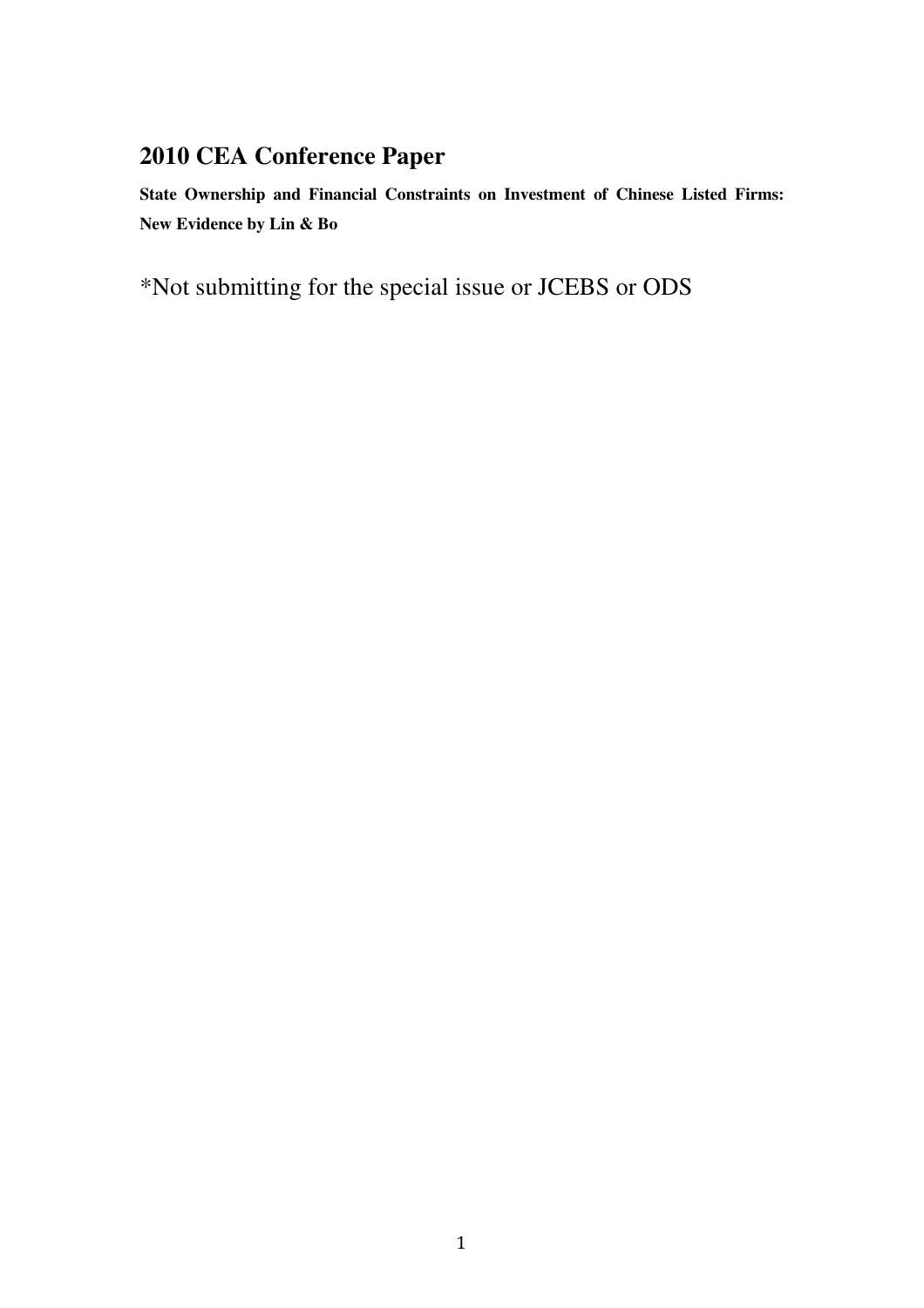# 2010 CEA Conference Paper

**State Ownership and Financial Constraints on Investment of Chinese Listed Firms: New Evidence by Lin & Bo**

*Not submitting for the special issue or JCEBS or ODS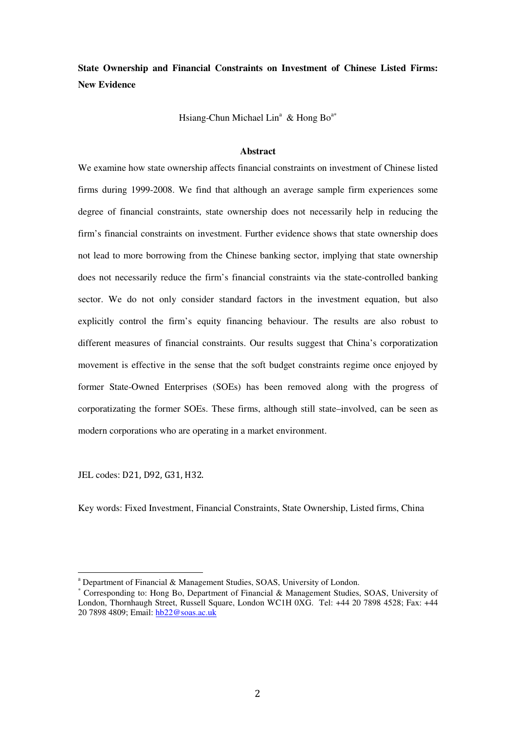**State Ownership and Financial Constraints on Investment of Chinese Listed Firms: New Evidence**

Hsiang-Chun Michael Lin[a] & Hong Bo[a*]

## Abstract

We examine how state ownership affects financial constraints on investment of Chinese listed firms during 1999-2008. We find that although an average sample firm experiences some degree of financial constraints, state ownership does not necessarily help in reducing the firm's financial constraints on investment. Further evidence shows that state ownership does not lead to more borrowing from the Chinese banking sector, implying that state ownership does not necessarily reduce the firm's financial constraints via the state-controlled banking sector. We do not only consider standard factors in the investment equation, but also explicitly control the firm's equity financing behaviour. The results are also robust to different measures of financial constraints. Our results suggest that China's corporatization movement is effective in the sense that the soft budget constraints regime once enjoyed by former State-Owned Enterprises (SOEs) has been removed along with the progress of corporatizating the former SOEs. These firms, although still state–involved, can be seen as modern corporations who are operating in a market environment.

JEL codes: D21, D92, G31, H32.

Key words: Fixed Investment, Financial Constraints, State Ownership, Listed firms, China

---

[a] Department of Financial & Management Studies, SOAS, University of London.

[*] Corresponding to: Hong Bo, Department of Financial & Management Studies, SOAS, University of London, Thornhaugh Street, Russell Square, London WC1H 0XG. Tel: +44 20 7898 4528; Fax: +44 20 7898 4809; Email: hb22@soas.ac.uk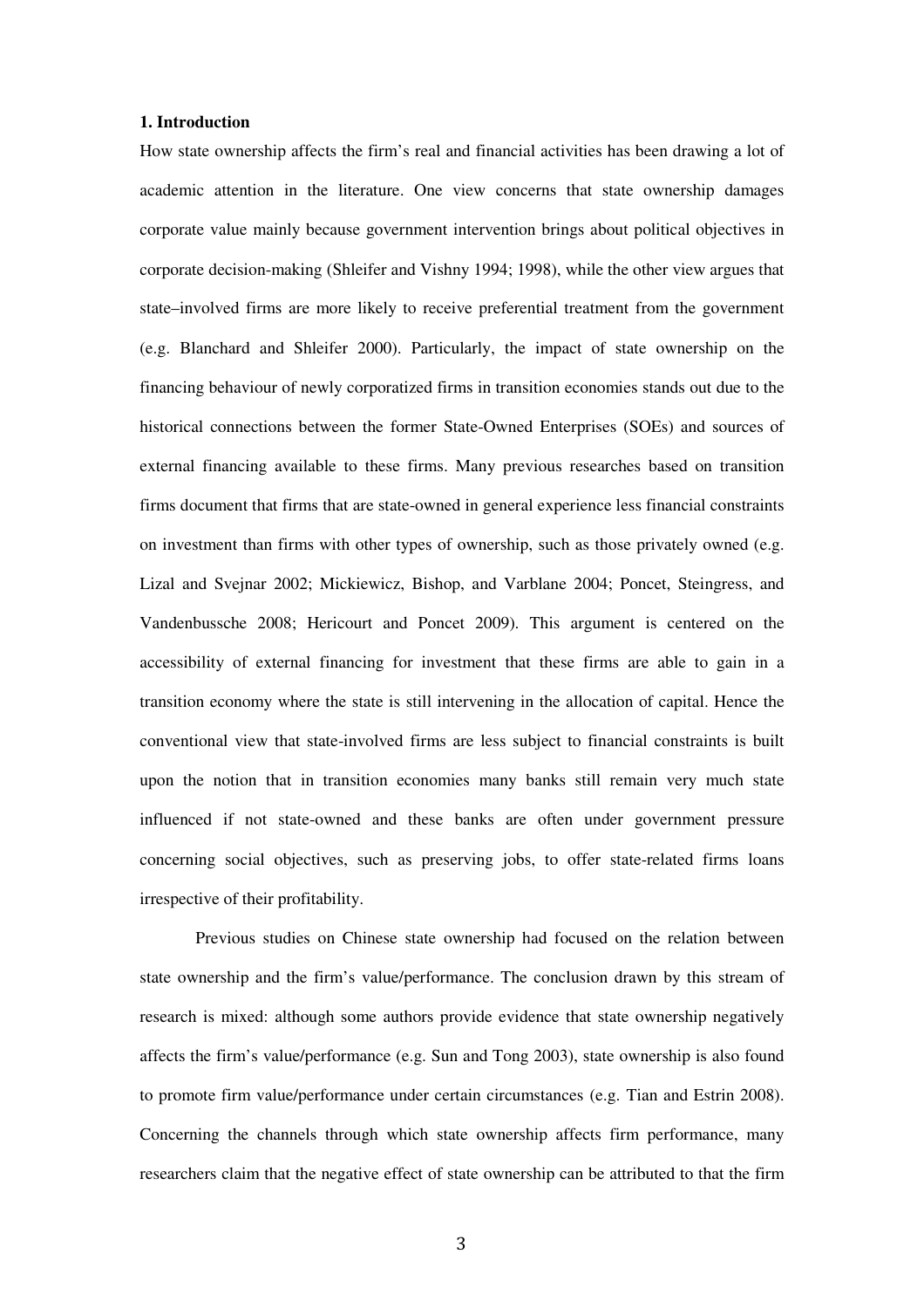# 1. Introduction

How state ownership affects the firm's real and financial activities has been drawing a lot of academic attention in the literature. One view concerns that state ownership damages corporate value mainly because government intervention brings about political objectives in corporate decision-making (Shleifer and Vishny 1994; 1998), while the other view argues that state–involved firms are more likely to receive preferential treatment from the government (e.g. Blanchard and Shleifer 2000). Particularly, the impact of state ownership on the financing behaviour of newly corporatized firms in transition economies stands out due to the historical connections between the former State-Owned Enterprises (SOEs) and sources of external financing available to these firms. Many previous researches based on transition firms document that firms that are state-owned in general experience less financial constraints on investment than firms with other types of ownership, such as those privately owned (e.g. Lizal and Svejnar 2002; Mickiewicz, Bishop, and Varblane 2004; Poncet, Steingress, and Vandenbussche 2008; Hericourt and Poncet 2009). This argument is centered on the accessibility of external financing for investment that these firms are able to gain in a transition economy where the state is still intervening in the allocation of capital. Hence the conventional view that state-involved firms are less subject to financial constraints is built upon the notion that in transition economies many banks still remain very much state influenced if not state-owned and these banks are often under government pressure concerning social objectives, such as preserving jobs, to offer state-related firms loans irrespective of their profitability.

Previous studies on Chinese state ownership had focused on the relation between state ownership and the firm's value/performance. The conclusion drawn by this stream of research is mixed: although some authors provide evidence that state ownership negatively affects the firm's value/performance (e.g. Sun and Tong 2003), state ownership is also found to promote firm value/performance under certain circumstances (e.g. Tian and Estrin 2008). Concerning the channels through which state ownership affects firm performance, many researchers claim that the negative effect of state ownership can be attributed to that the firm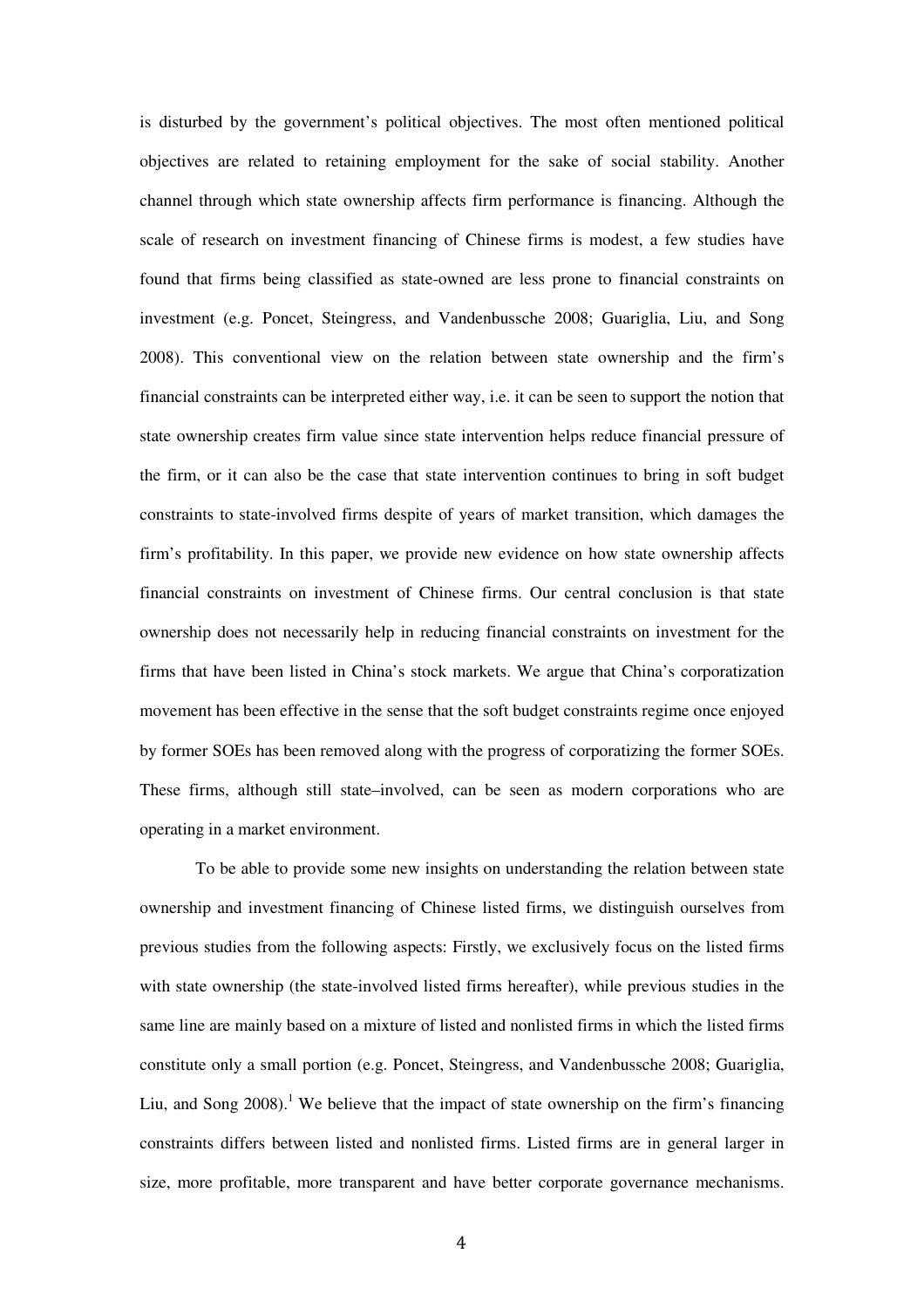is disturbed by the government's political objectives. The most often mentioned political objectives are related to retaining employment for the sake of social stability. Another channel through which state ownership affects firm performance is financing. Although the scale of research on investment financing of Chinese firms is modest, a few studies have found that firms being classified as state-owned are less prone to financial constraints on investment (e.g. Poncet, Steingress, and Vandenbussche 2008; Guariglia, Liu, and Song 2008). This conventional view on the relation between state ownership and the firm's financial constraints can be interpreted either way, i.e. it can be seen to support the notion that state ownership creates firm value since state intervention helps reduce financial pressure of the firm, or it can also be the case that state intervention continues to bring in soft budget constraints to state-involved firms despite of years of market transition, which damages the firm's profitability. In this paper, we provide new evidence on how state ownership affects financial constraints on investment of Chinese firms. Our central conclusion is that state ownership does not necessarily help in reducing financial constraints on investment for the firms that have been listed in China's stock markets. We argue that China's corporatization movement has been effective in the sense that the soft budget constraints regime once enjoyed by former SOEs has been removed along with the progress of corporatizing the former SOEs. These firms, although still state–involved, can be seen as modern corporations who are operating in a market environment.

To be able to provide some new insights on understanding the relation between state ownership and investment financing of Chinese listed firms, we distinguish ourselves from previous studies from the following aspects: Firstly, we exclusively focus on the listed firms with state ownership (the state-involved listed firms hereafter), while previous studies in the same line are mainly based on a mixture of listed and nonlisted firms in which the listed firms constitute only a small portion (e.g. Poncet, Steingress, and Vandenbussche 2008; Guariglia, Liu, and Song 2008).[1] We believe that the impact of state ownership on the firm's financing constraints differs between listed and nonlisted firms. Listed firms are in general larger in size, more profitable, more transparent and have better corporate governance mechanisms.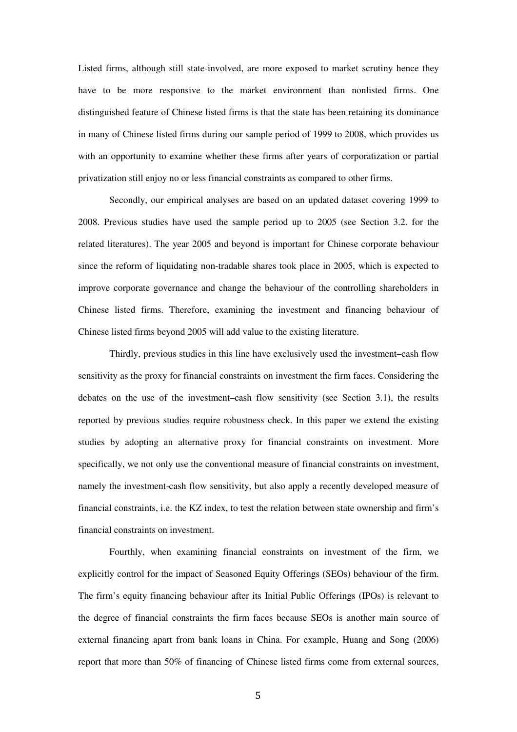Listed firms, although still state-involved, are more exposed to market scrutiny hence they have to be more responsive to the market environment than nonlisted firms. One distinguished feature of Chinese listed firms is that the state has been retaining its dominance in many of Chinese listed firms during our sample period of 1999 to 2008, which provides us with an opportunity to examine whether these firms after years of corporatization or partial privatization still enjoy no or less financial constraints as compared to other firms.

Secondly, our empirical analyses are based on an updated dataset covering 1999 to 2008. Previous studies have used the sample period up to 2005 (see Section 3.2. for the related literatures). The year 2005 and beyond is important for Chinese corporate behaviour since the reform of liquidating non-tradable shares took place in 2005, which is expected to improve corporate governance and change the behaviour of the controlling shareholders in Chinese listed firms. Therefore, examining the investment and financing behaviour of Chinese listed firms beyond 2005 will add value to the existing literature.

Thirdly, previous studies in this line have exclusively used the investment–cash flow sensitivity as the proxy for financial constraints on investment the firm faces. Considering the debates on the use of the investment–cash flow sensitivity (see Section 3.1), the results reported by previous studies require robustness check. In this paper we extend the existing studies by adopting an alternative proxy for financial constraints on investment. More specifically, we not only use the conventional measure of financial constraints on investment, namely the investment-cash flow sensitivity, but also apply a recently developed measure of financial constraints, i.e. the KZ index, to test the relation between state ownership and firm's financial constraints on investment.

Fourthly, when examining financial constraints on investment of the firm, we explicitly control for the impact of Seasoned Equity Offerings (SEOs) behaviour of the firm. The firm's equity financing behaviour after its Initial Public Offerings (IPOs) is relevant to the degree of financial constraints the firm faces because SEOs is another main source of external financing apart from bank loans in China. For example, Huang and Song (2006) report that more than 50% of financing of Chinese listed firms come from external sources,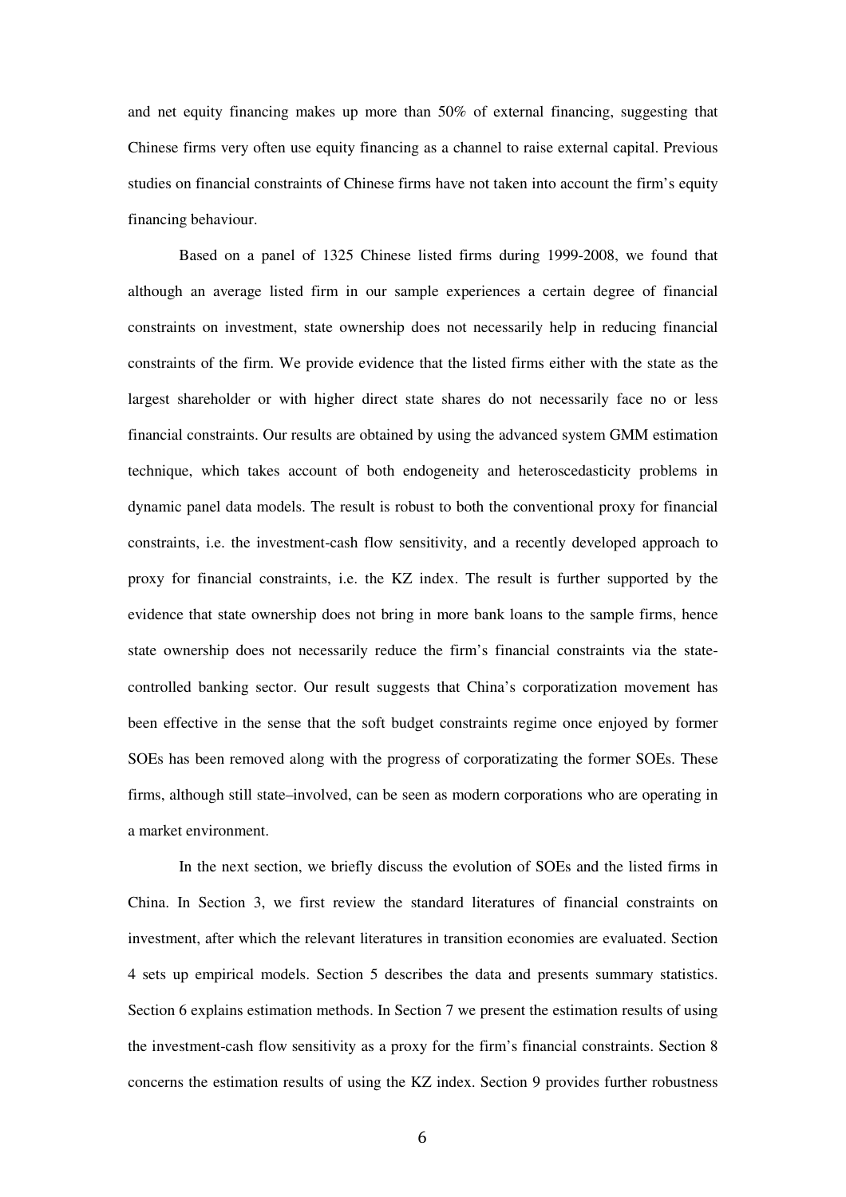and net equity financing makes up more than 50% of external financing, suggesting that Chinese firms very often use equity financing as a channel to raise external capital. Previous studies on financial constraints of Chinese firms have not taken into account the firm's equity financing behaviour.

Based on a panel of 1325 Chinese listed firms during 1999-2008, we found that although an average listed firm in our sample experiences a certain degree of financial constraints on investment, state ownership does not necessarily help in reducing financial constraints of the firm. We provide evidence that the listed firms either with the state as the largest shareholder or with higher direct state shares do not necessarily face no or less financial constraints. Our results are obtained by using the advanced system GMM estimation technique, which takes account of both endogeneity and heteroscedasticity problems in dynamic panel data models. The result is robust to both the conventional proxy for financial constraints, i.e. the investment-cash flow sensitivity, and a recently developed approach to proxy for financial constraints, i.e. the KZ index. The result is further supported by the evidence that state ownership does not bring in more bank loans to the sample firms, hence state ownership does not necessarily reduce the firm's financial constraints via the state-controlled banking sector. Our result suggests that China's corporatization movement has been effective in the sense that the soft budget constraints regime once enjoyed by former SOEs has been removed along with the progress of corporatizating the former SOEs. These firms, although still state–involved, can be seen as modern corporations who are operating in a market environment.

In the next section, we briefly discuss the evolution of SOEs and the listed firms in China. In Section 3, we first review the standard literatures of financial constraints on investment, after which the relevant literatures in transition economies are evaluated. Section 4 sets up empirical models. Section 5 describes the data and presents summary statistics. Section 6 explains estimation methods. In Section 7 we present the estimation results of using the investment-cash flow sensitivity as a proxy for the firm's financial constraints. Section 8 concerns the estimation results of using the KZ index. Section 9 provides further robustness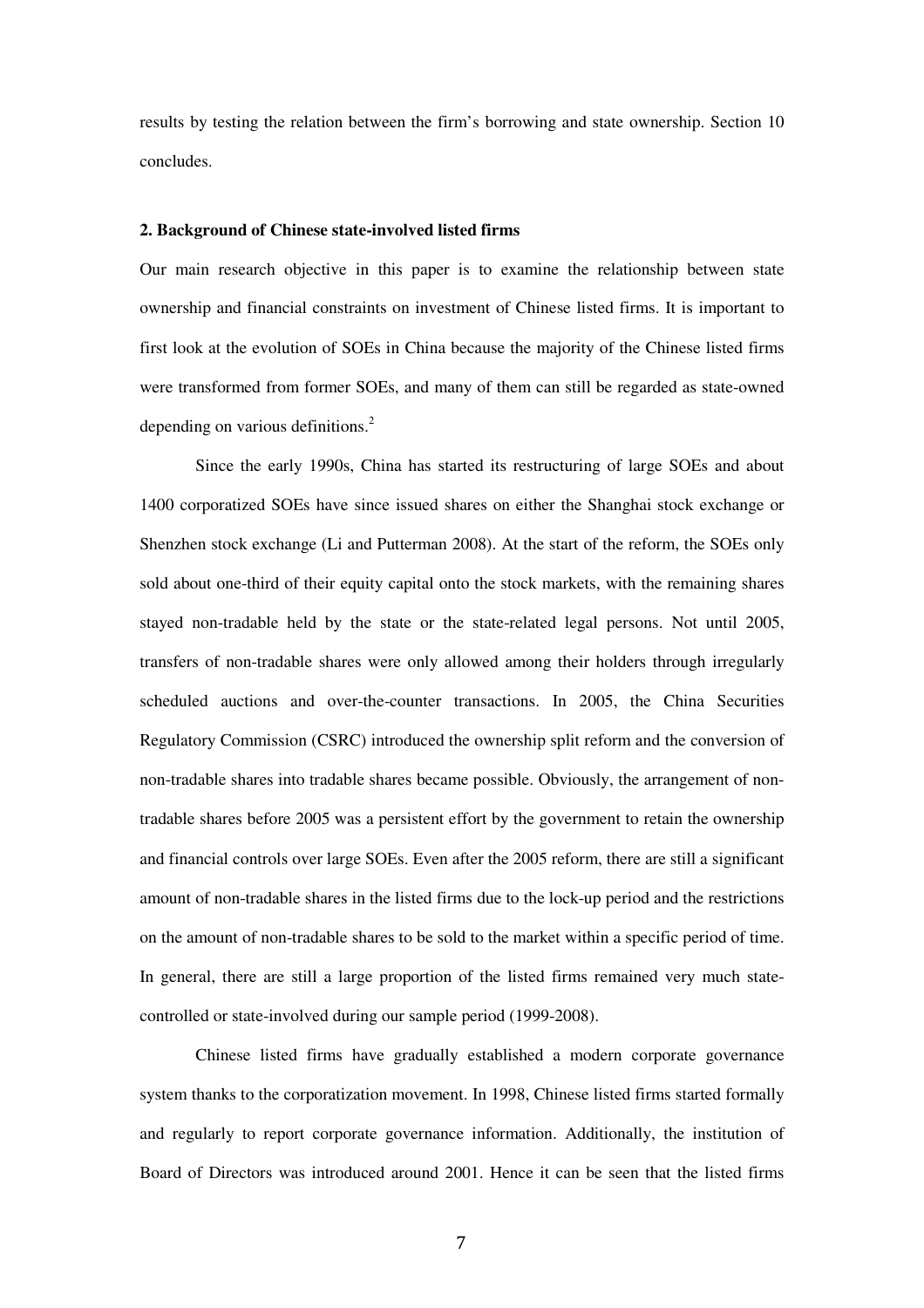results by testing the relation between the firm's borrowing and state ownership. Section 10 concludes.

## 2. Background of Chinese state-involved listed firms

Our main research objective in this paper is to examine the relationship between state ownership and financial constraints on investment of Chinese listed firms. It is important to first look at the evolution of SOEs in China because the majority of the Chinese listed firms were transformed from former SOEs, and many of them can still be regarded as state-owned depending on various definitions.[2]

Since the early 1990s, China has started its restructuring of large SOEs and about 1400 corporatized SOEs have since issued shares on either the Shanghai stock exchange or Shenzhen stock exchange (Li and Putterman 2008). At the start of the reform, the SOEs only sold about one-third of their equity capital onto the stock markets, with the remaining shares stayed non-tradable held by the state or the state-related legal persons. Not until 2005, transfers of non-tradable shares were only allowed among their holders through irregularly scheduled auctions and over-the-counter transactions. In 2005, the China Securities Regulatory Commission (CSRC) introduced the ownership split reform and the conversion of non-tradable shares into tradable shares became possible. Obviously, the arrangement of non-tradable shares before 2005 was a persistent effort by the government to retain the ownership and financial controls over large SOEs. Even after the 2005 reform, there are still a significant amount of non-tradable shares in the listed firms due to the lock-up period and the restrictions on the amount of non-tradable shares to be sold to the market within a specific period of time. In general, there are still a large proportion of the listed firms remained very much state-controlled or state-involved during our sample period (1999-2008).

Chinese listed firms have gradually established a modern corporate governance system thanks to the corporatization movement. In 1998, Chinese listed firms started formally and regularly to report corporate governance information. Additionally, the institution of Board of Directors was introduced around 2001. Hence it can be seen that the listed firms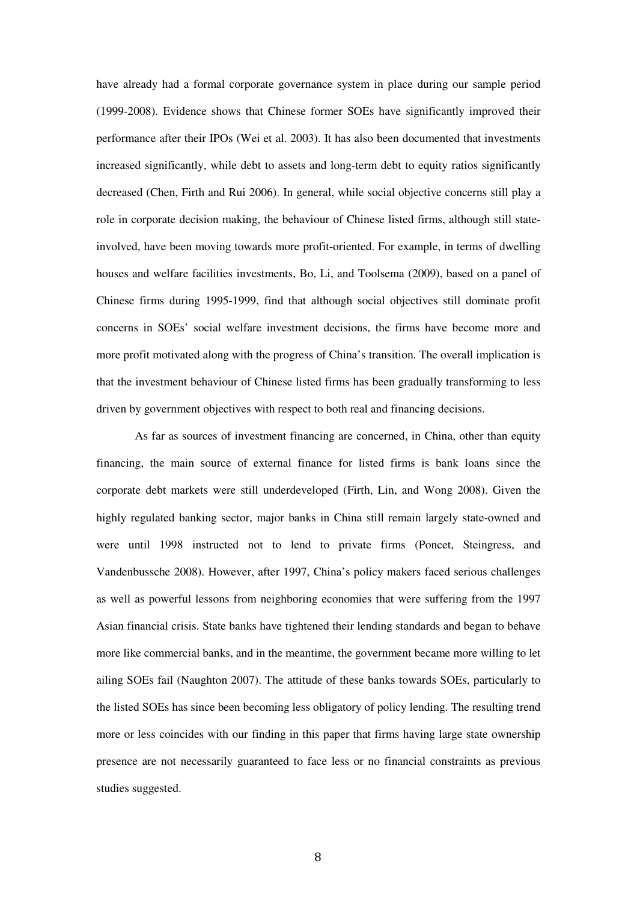have already had a formal corporate governance system in place during our sample period (1999-2008). Evidence shows that Chinese former SOEs have significantly improved their performance after their IPOs (Wei et al. 2003). It has also been documented that investments increased significantly, while debt to assets and long-term debt to equity ratios significantly decreased (Chen, Firth and Rui 2006). In general, while social objective concerns still play a role in corporate decision making, the behaviour of Chinese listed firms, although still state-involved, have been moving towards more profit-oriented. For example, in terms of dwelling houses and welfare facilities investments, Bo, Li, and Toolsema (2009), based on a panel of Chinese firms during 1995-1999, find that although social objectives still dominate profit concerns in SOEs' social welfare investment decisions, the firms have become more and more profit motivated along with the progress of China's transition. The overall implication is that the investment behaviour of Chinese listed firms has been gradually transforming to less driven by government objectives with respect to both real and financing decisions.

As far as sources of investment financing are concerned, in China, other than equity financing, the main source of external finance for listed firms is bank loans since the corporate debt markets were still underdeveloped (Firth, Lin, and Wong 2008). Given the highly regulated banking sector, major banks in China still remain largely state-owned and were until 1998 instructed not to lend to private firms (Poncet, Steingress, and Vandenbussche 2008). However, after 1997, China's policy makers faced serious challenges as well as powerful lessons from neighboring economies that were suffering from the 1997 Asian financial crisis. State banks have tightened their lending standards and began to behave more like commercial banks, and in the meantime, the government became more willing to let ailing SOEs fail (Naughton 2007). The attitude of these banks towards SOEs, particularly to the listed SOEs has since been becoming less obligatory of policy lending. The resulting trend more or less coincides with our finding in this paper that firms having large state ownership presence are not necessarily guaranteed to face less or no financial constraints as previous studies suggested.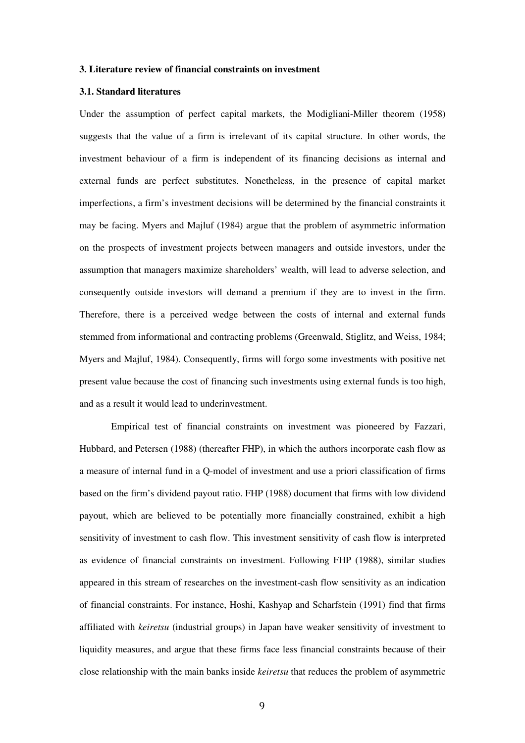### 3. Literature review of financial constraints on investment

#### 3.1. Standard literatures

Under the assumption of perfect capital markets, the Modigliani-Miller theorem (1958) suggests that the value of a firm is irrelevant of its capital structure. In other words, the investment behaviour of a firm is independent of its financing decisions as internal and external funds are perfect substitutes. Nonetheless, in the presence of capital market imperfections, a firm's investment decisions will be determined by the financial constraints it may be facing. Myers and Majluf (1984) argue that the problem of asymmetric information on the prospects of investment projects between managers and outside investors, under the assumption that managers maximize shareholders' wealth, will lead to adverse selection, and consequently outside investors will demand a premium if they are to invest in the firm. Therefore, there is a perceived wedge between the costs of internal and external funds stemmed from informational and contracting problems (Greenwald, Stiglitz, and Weiss, 1984; Myers and Majluf, 1984). Consequently, firms will forgo some investments with positive net present value because the cost of financing such investments using external funds is too high, and as a result it would lead to underinvestment.

Empirical test of financial constraints on investment was pioneered by Fazzari, Hubbard, and Petersen (1988) (thereafter FHP), in which the authors incorporate cash flow as a measure of internal fund in a Q-model of investment and use a priori classification of firms based on the firm's dividend payout ratio. FHP (1988) document that firms with low dividend payout, which are believed to be potentially more financially constrained, exhibit a high sensitivity of investment to cash flow. This investment sensitivity of cash flow is interpreted as evidence of financial constraints on investment. Following FHP (1988), similar studies appeared in this stream of researches on the investment-cash flow sensitivity as an indication of financial constraints. For instance, Hoshi, Kashyap and Scharfstein (1991) find that firms affiliated with *keiretsu* (industrial groups) in Japan have weaker sensitivity of investment to liquidity measures, and argue that these firms face less financial constraints because of their close relationship with the main banks inside *keiretsu* that reduces the problem of asymmetric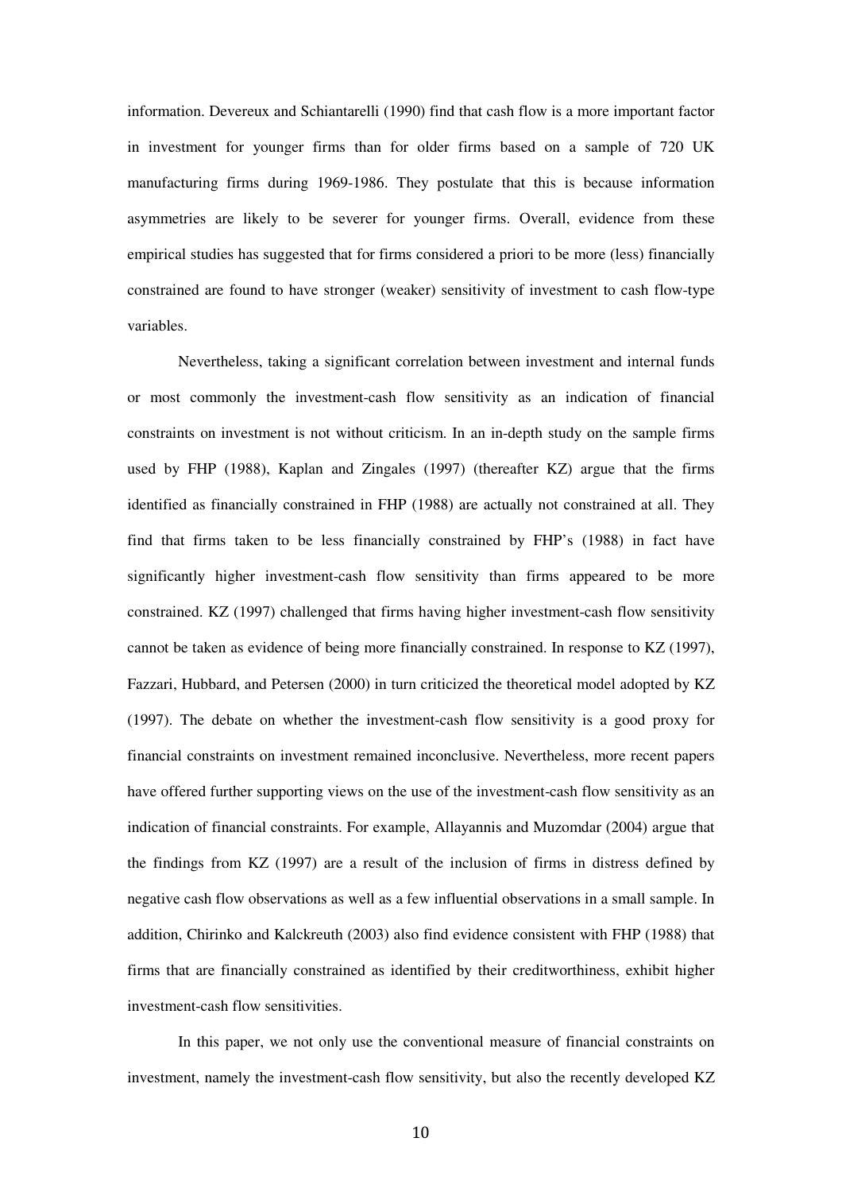information. Devereux and Schiantarelli (1990) find that cash flow is a more important factor in investment for younger firms than for older firms based on a sample of 720 UK manufacturing firms during 1969-1986. They postulate that this is because information asymmetries are likely to be severer for younger firms. Overall, evidence from these empirical studies has suggested that for firms considered a priori to be more (less) financially constrained are found to have stronger (weaker) sensitivity of investment to cash flow-type variables.

Nevertheless, taking a significant correlation between investment and internal funds or most commonly the investment-cash flow sensitivity as an indication of financial constraints on investment is not without criticism. In an in-depth study on the sample firms used by FHP (1988), Kaplan and Zingales (1997) (thereafter KZ) argue that the firms identified as financially constrained in FHP (1988) are actually not constrained at all. They find that firms taken to be less financially constrained by FHP's (1988) in fact have significantly higher investment-cash flow sensitivity than firms appeared to be more constrained. KZ (1997) challenged that firms having higher investment-cash flow sensitivity cannot be taken as evidence of being more financially constrained. In response to KZ (1997), Fazzari, Hubbard, and Petersen (2000) in turn criticized the theoretical model adopted by KZ (1997). The debate on whether the investment-cash flow sensitivity is a good proxy for financial constraints on investment remained inconclusive. Nevertheless, more recent papers have offered further supporting views on the use of the investment-cash flow sensitivity as an indication of financial constraints. For example, Allayannis and Muzomdar (2004) argue that the findings from KZ (1997) are a result of the inclusion of firms in distress defined by negative cash flow observations as well as a few influential observations in a small sample. In addition, Chirinko and Kalckreuth (2003) also find evidence consistent with FHP (1988) that firms that are financially constrained as identified by their creditworthiness, exhibit higher investment-cash flow sensitivities.

In this paper, we not only use the conventional measure of financial constraints on investment, namely the investment-cash flow sensitivity, but also the recently developed KZ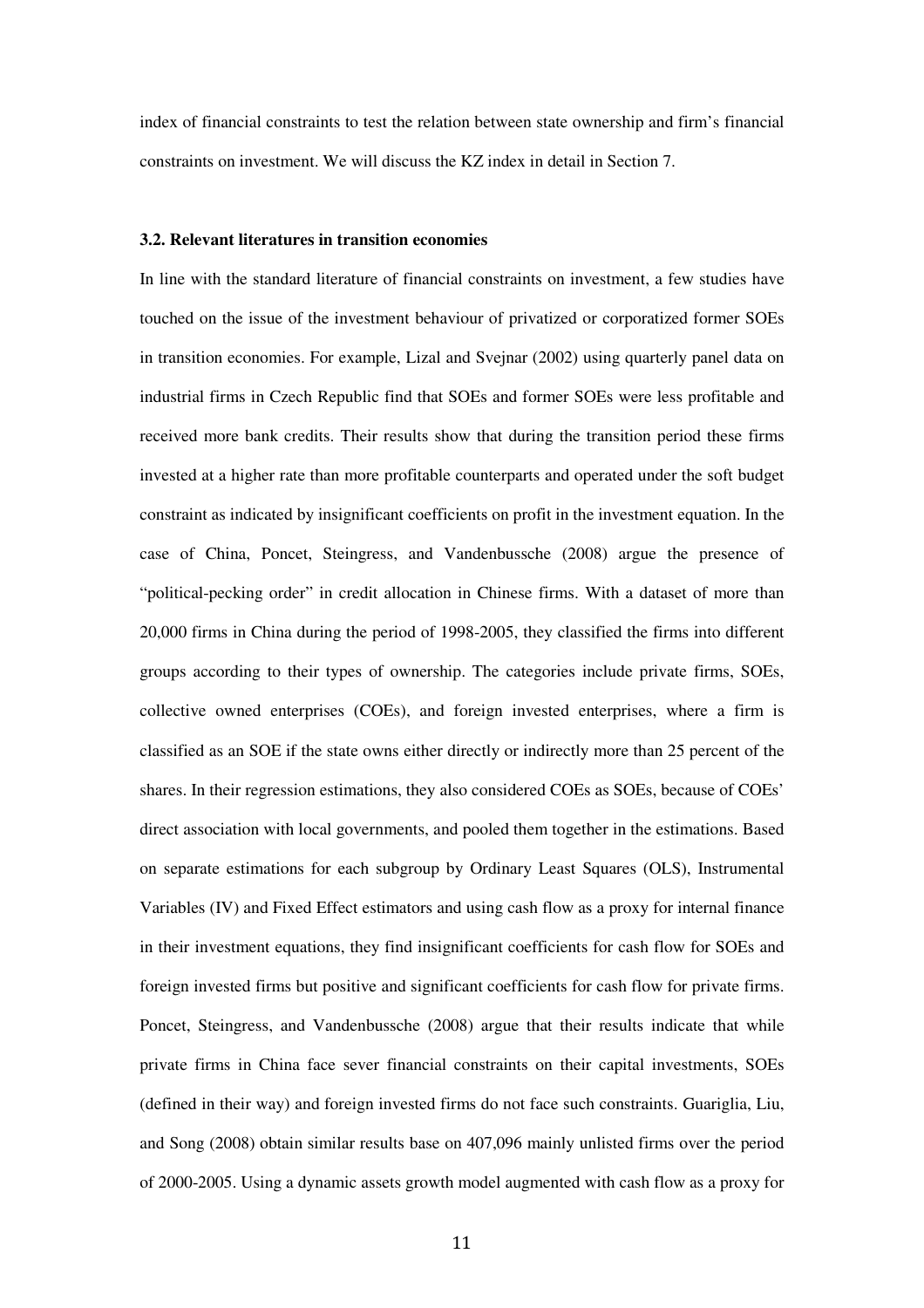index of financial constraints to test the relation between state ownership and firm's financial constraints on investment. We will discuss the KZ index in detail in Section 7.

### 3.2. Relevant literatures in transition economies

In line with the standard literature of financial constraints on investment, a few studies have touched on the issue of the investment behaviour of privatized or corporatized former SOEs in transition economies. For example, Lizal and Svejnar (2002) using quarterly panel data on industrial firms in Czech Republic find that SOEs and former SOEs were less profitable and received more bank credits. Their results show that during the transition period these firms invested at a higher rate than more profitable counterparts and operated under the soft budget constraint as indicated by insignificant coefficients on profit in the investment equation. In the case of China, Poncet, Steingress, and Vandenbussche (2008) argue the presence of "political-pecking order" in credit allocation in Chinese firms. With a dataset of more than 20,000 firms in China during the period of 1998-2005, they classified the firms into different groups according to their types of ownership. The categories include private firms, SOEs, collective owned enterprises (COEs), and foreign invested enterprises, where a firm is classified as an SOE if the state owns either directly or indirectly more than 25 percent of the shares. In their regression estimations, they also considered COEs as SOEs, because of COEs' direct association with local governments, and pooled them together in the estimations. Based on separate estimations for each subgroup by Ordinary Least Squares (OLS), Instrumental Variables (IV) and Fixed Effect estimators and using cash flow as a proxy for internal finance in their investment equations, they find insignificant coefficients for cash flow for SOEs and foreign invested firms but positive and significant coefficients for cash flow for private firms. Poncet, Steingress, and Vandenbussche (2008) argue that their results indicate that while private firms in China face sever financial constraints on their capital investments, SOEs (defined in their way) and foreign invested firms do not face such constraints. Guariglia, Liu, and Song (2008) obtain similar results base on 407,096 mainly unlisted firms over the period of 2000-2005. Using a dynamic assets growth model augmented with cash flow as a proxy for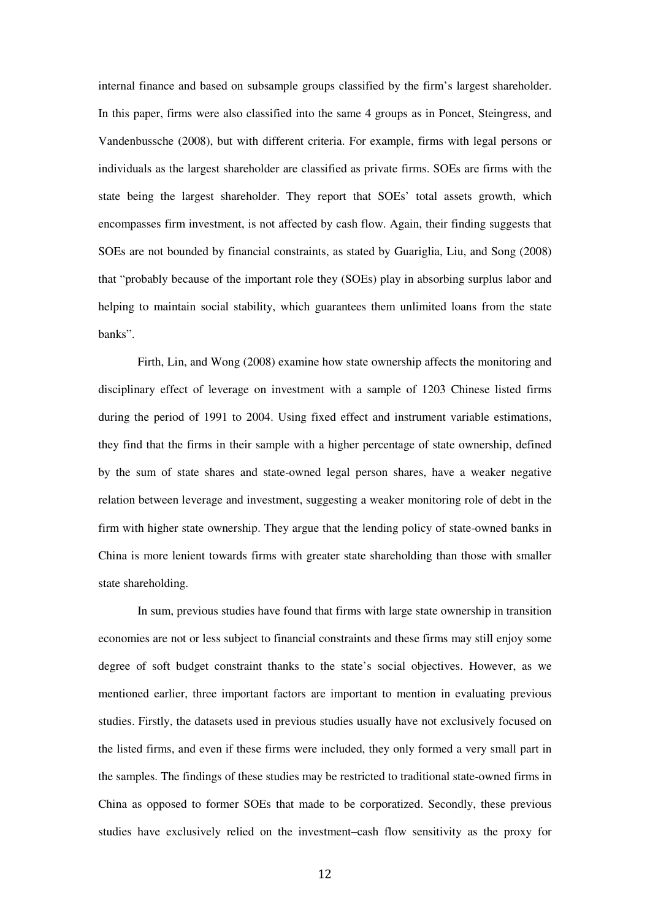internal finance and based on subsample groups classified by the firm's largest shareholder. In this paper, firms were also classified into the same 4 groups as in Poncet, Steingress, and Vandenbussche (2008), but with different criteria. For example, firms with legal persons or individuals as the largest shareholder are classified as private firms. SOEs are firms with the state being the largest shareholder. They report that SOEs' total assets growth, which encompasses firm investment, is not affected by cash flow. Again, their finding suggests that SOEs are not bounded by financial constraints, as stated by Guariglia, Liu, and Song (2008) that "probably because of the important role they (SOEs) play in absorbing surplus labor and helping to maintain social stability, which guarantees them unlimited loans from the state banks".

Firth, Lin, and Wong (2008) examine how state ownership affects the monitoring and disciplinary effect of leverage on investment with a sample of 1203 Chinese listed firms during the period of 1991 to 2004. Using fixed effect and instrument variable estimations, they find that the firms in their sample with a higher percentage of state ownership, defined by the sum of state shares and state-owned legal person shares, have a weaker negative relation between leverage and investment, suggesting a weaker monitoring role of debt in the firm with higher state ownership. They argue that the lending policy of state-owned banks in China is more lenient towards firms with greater state shareholding than those with smaller state shareholding.

In sum, previous studies have found that firms with large state ownership in transition economies are not or less subject to financial constraints and these firms may still enjoy some degree of soft budget constraint thanks to the state's social objectives. However, as we mentioned earlier, three important factors are important to mention in evaluating previous studies. Firstly, the datasets used in previous studies usually have not exclusively focused on the listed firms, and even if these firms were included, they only formed a very small part in the samples. The findings of these studies may be restricted to traditional state-owned firms in China as opposed to former SOEs that made to be corporatized. Secondly, these previous studies have exclusively relied on the investment–cash flow sensitivity as the proxy for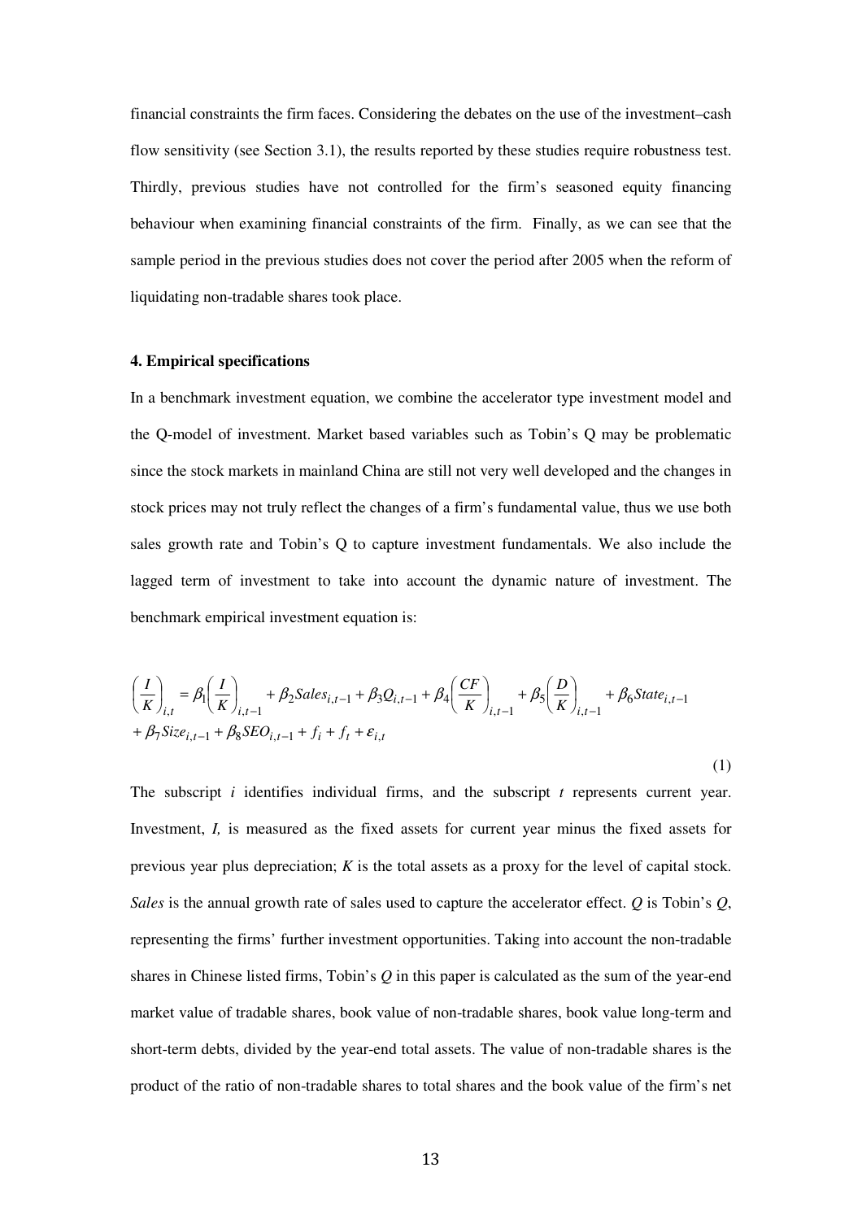financial constraints the firm faces. Considering the debates on the use of the investment–cash flow sensitivity (see Section 3.1), the results reported by these studies require robustness test. Thirdly, previous studies have not controlled for the firm's seasoned equity financing behaviour when examining financial constraints of the firm. Finally, as we can see that the sample period in the previous studies does not cover the period after 2005 when the reform of liquidating non-tradable shares took place.

**4. Empirical specifications**

In a benchmark investment equation, we combine the accelerator type investment model and the Q-model of investment. Market based variables such as Tobin's Q may be problematic since the stock markets in mainland China are still not very well developed and the changes in stock prices may not truly reflect the changes of a firm's fundamental value, thus we use both sales growth rate and Tobin's Q to capture investment fundamentals. We also include the lagged term of investment to take into account the dynamic nature of investment. The benchmark empirical investment equation is:

$$\left(\frac{I}{K}\right)_{i,t} = \beta_1\left(\frac{I}{K}\right)_{i,t-1} + \beta_2 Sales_{i,t-1} + \beta_3 Q_{i,t-1} + \beta_4\left(\frac{CF}{K}\right)_{i,t-1} + \beta_5\left(\frac{D}{K}\right)_{i,t-1} + \beta_6 State_{i,t-1} + \beta_7 Size_{i,t-1} + \beta_8 SEO_{i,t-1} + f_i + f_t + \varepsilon_{i,t} \tag{1}$$

The subscript $i$ identifies individual firms, and the subscript $t$ represents current year. Investment, $I$, is measured as the fixed assets for current year minus the fixed assets for previous year plus depreciation; $K$ is the total assets as a proxy for the level of capital stock. *Sales* is the annual growth rate of sales used to capture the accelerator effect. $Q$ is Tobin's $Q$, representing the firms' further investment opportunities. Taking into account the non-tradable shares in Chinese listed firms, Tobin's $Q$ in this paper is calculated as the sum of the year-end market value of tradable shares, book value of non-tradable shares, book value long-term and short-term debts, divided by the year-end total assets. The value of non-tradable shares is the product of the ratio of non-tradable shares to total shares and the book value of the firm's net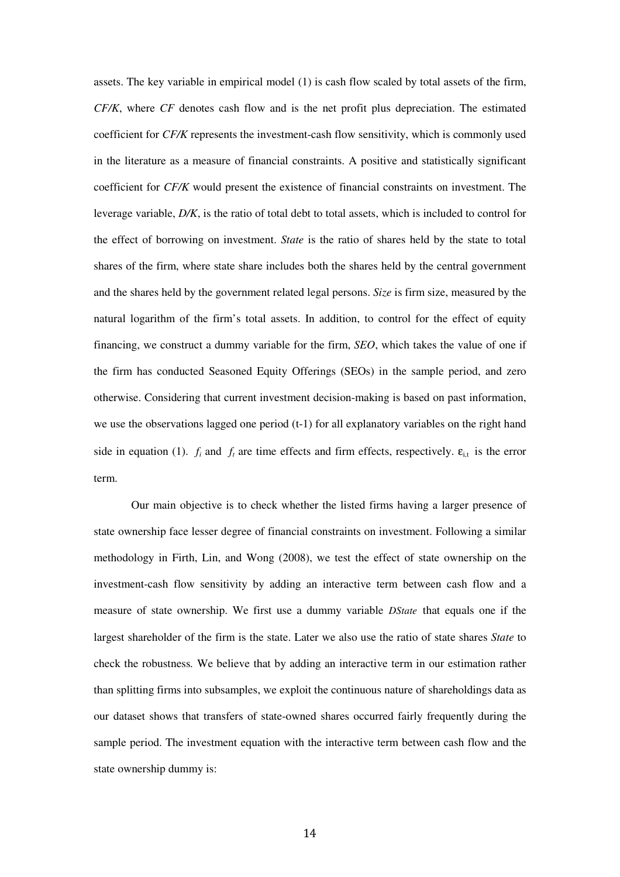assets. The key variable in empirical model (1) is cash flow scaled by total assets of the firm, *CF/K*, where *CF* denotes cash flow and is the net profit plus depreciation. The estimated coefficient for *CF/K* represents the investment-cash flow sensitivity, which is commonly used in the literature as a measure of financial constraints. A positive and statistically significant coefficient for *CF/K* would present the existence of financial constraints on investment. The leverage variable, *D/K*, is the ratio of total debt to total assets, which is included to control for the effect of borrowing on investment. *State* is the ratio of shares held by the state to total shares of the firm, where state share includes both the shares held by the central government and the shares held by the government related legal persons. *Size* is firm size, measured by the natural logarithm of the firm's total assets. In addition, to control for the effect of equity financing, we construct a dummy variable for the firm, *SEO*, which takes the value of one if the firm has conducted Seasoned Equity Offerings (SEOs) in the sample period, and zero otherwise. Considering that current investment decision-making is based on past information, we use the observations lagged one period (t-1) for all explanatory variables on the right hand side in equation (1). $f_i$ and $f_t$ are time effects and firm effects, respectively. $\varepsilon_{i,t}$ is the error term.

Our main objective is to check whether the listed firms having a larger presence of state ownership face lesser degree of financial constraints on investment. Following a similar methodology in Firth, Lin, and Wong (2008), we test the effect of state ownership on the investment-cash flow sensitivity by adding an interactive term between cash flow and a measure of state ownership. We first use a dummy variable *DState* that equals one if the largest shareholder of the firm is the state. Later we also use the ratio of state shares *State* to check the robustness. We believe that by adding an interactive term in our estimation rather than splitting firms into subsamples, we exploit the continuous nature of shareholdings data as our dataset shows that transfers of state-owned shares occurred fairly frequently during the sample period. The investment equation with the interactive term between cash flow and the state ownership dummy is: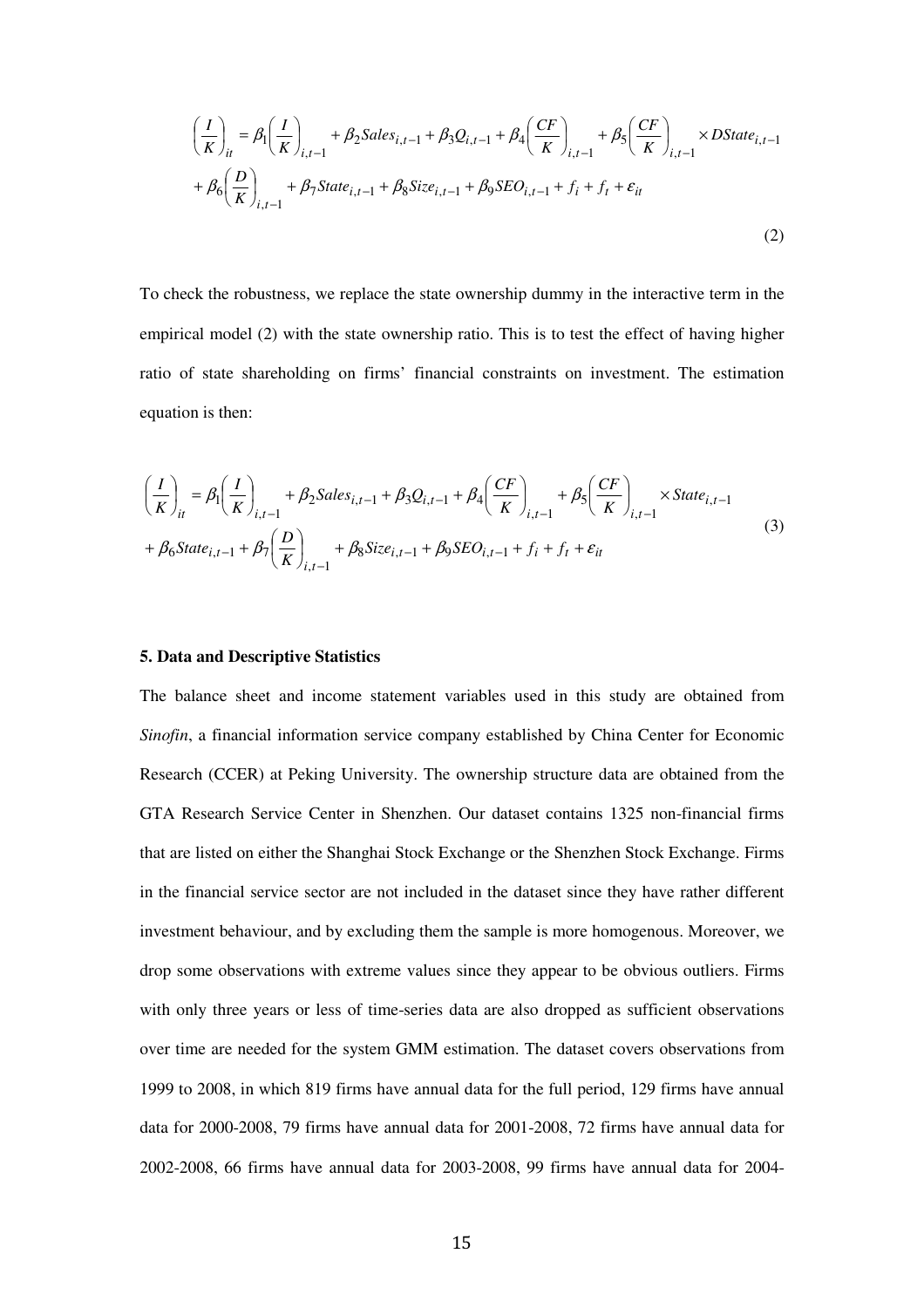$$\left(\frac{I}{K}\right)_{it} = \beta_1\left(\frac{I}{K}\right)_{i,t-1} + \beta_2 Sales_{i,t-1} + \beta_3 Q_{i,t-1} + \beta_4\left(\frac{CF}{K}\right)_{i,t-1} + \beta_5\left(\frac{CF}{K}\right)_{i,t-1} \times DState_{i,t-1}$$
$$+ \beta_6\left(\frac{D}{K}\right)_{i,t-1} + \beta_7 State_{i,t-1} + \beta_8 Size_{i,t-1} + \beta_9 SEO_{i,t-1} + f_i + f_t + \varepsilon_{it} \tag{2}$$

To check the robustness, we replace the state ownership dummy in the interactive term in the empirical model (2) with the state ownership ratio. This is to test the effect of having higher ratio of state shareholding on firms' financial constraints on investment. The estimation equation is then:

$$\left(\frac{I}{K}\right)_{it} = \beta_1\left(\frac{I}{K}\right)_{i,t-1} + \beta_2 Sales_{i,t-1} + \beta_3 Q_{i,t-1} + \beta_4\left(\frac{CF}{K}\right)_{i,t-1} + \beta_5\left(\frac{CF}{K}\right)_{i,t-1} \times State_{i,t-1}$$
$$+ \beta_6 State_{i,t-1} + \beta_7\left(\frac{D}{K}\right)_{i,t-1} + \beta_8 Size_{i,t-1} + \beta_9 SEO_{i,t-1} + f_i + f_t + \varepsilon_{it} \tag{3}$$

**5. Data and Descriptive Statistics**

The balance sheet and income statement variables used in this study are obtained from *Sinofin*, a financial information service company established by China Center for Economic Research (CCER) at Peking University. The ownership structure data are obtained from the GTA Research Service Center in Shenzhen. Our dataset contains 1325 non-financial firms that are listed on either the Shanghai Stock Exchange or the Shenzhen Stock Exchange. Firms in the financial service sector are not included in the dataset since they have rather different investment behaviour, and by excluding them the sample is more homogenous. Moreover, we drop some observations with extreme values since they appear to be obvious outliers. Firms with only three years or less of time-series data are also dropped as sufficient observations over time are needed for the system GMM estimation. The dataset covers observations from 1999 to 2008, in which 819 firms have annual data for the full period, 129 firms have annual data for 2000-2008, 79 firms have annual data for 2001-2008, 72 firms have annual data for 2002-2008, 66 firms have annual data for 2003-2008, 99 firms have annual data for 2004-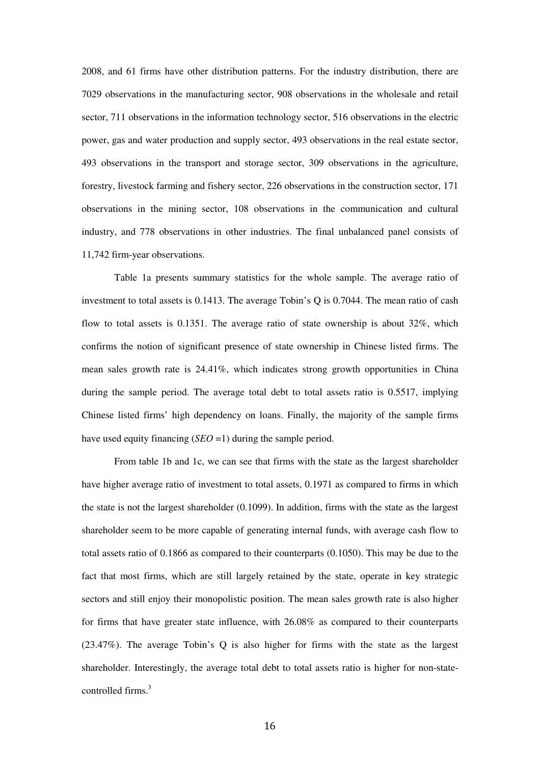2008, and 61 firms have other distribution patterns. For the industry distribution, there are 7029 observations in the manufacturing sector, 908 observations in the wholesale and retail sector, 711 observations in the information technology sector, 516 observations in the electric power, gas and water production and supply sector, 493 observations in the real estate sector, 493 observations in the transport and storage sector, 309 observations in the agriculture, forestry, livestock farming and fishery sector, 226 observations in the construction sector, 171 observations in the mining sector, 108 observations in the communication and cultural industry, and 778 observations in other industries. The final unbalanced panel consists of 11,742 firm-year observations.

Table 1a presents summary statistics for the whole sample. The average ratio of investment to total assets is 0.1413. The average Tobin's Q is 0.7044. The mean ratio of cash flow to total assets is 0.1351. The average ratio of state ownership is about 32%, which confirms the notion of significant presence of state ownership in Chinese listed firms. The mean sales growth rate is 24.41%, which indicates strong growth opportunities in China during the sample period. The average total debt to total assets ratio is 0.5517, implying Chinese listed firms' high dependency on loans. Finally, the majority of the sample firms have used equity financing (*SEO* =1) during the sample period.

From table 1b and 1c, we can see that firms with the state as the largest shareholder have higher average ratio of investment to total assets, 0.1971 as compared to firms in which the state is not the largest shareholder (0.1099). In addition, firms with the state as the largest shareholder seem to be more capable of generating internal funds, with average cash flow to total assets ratio of 0.1866 as compared to their counterparts (0.1050). This may be due to the fact that most firms, which are still largely retained by the state, operate in key strategic sectors and still enjoy their monopolistic position. The mean sales growth rate is also higher for firms that have greater state influence, with 26.08% as compared to their counterparts (23.47%). The average Tobin's Q is also higher for firms with the state as the largest shareholder. Interestingly, the average total debt to total assets ratio is higher for non-state-controlled firms.[3]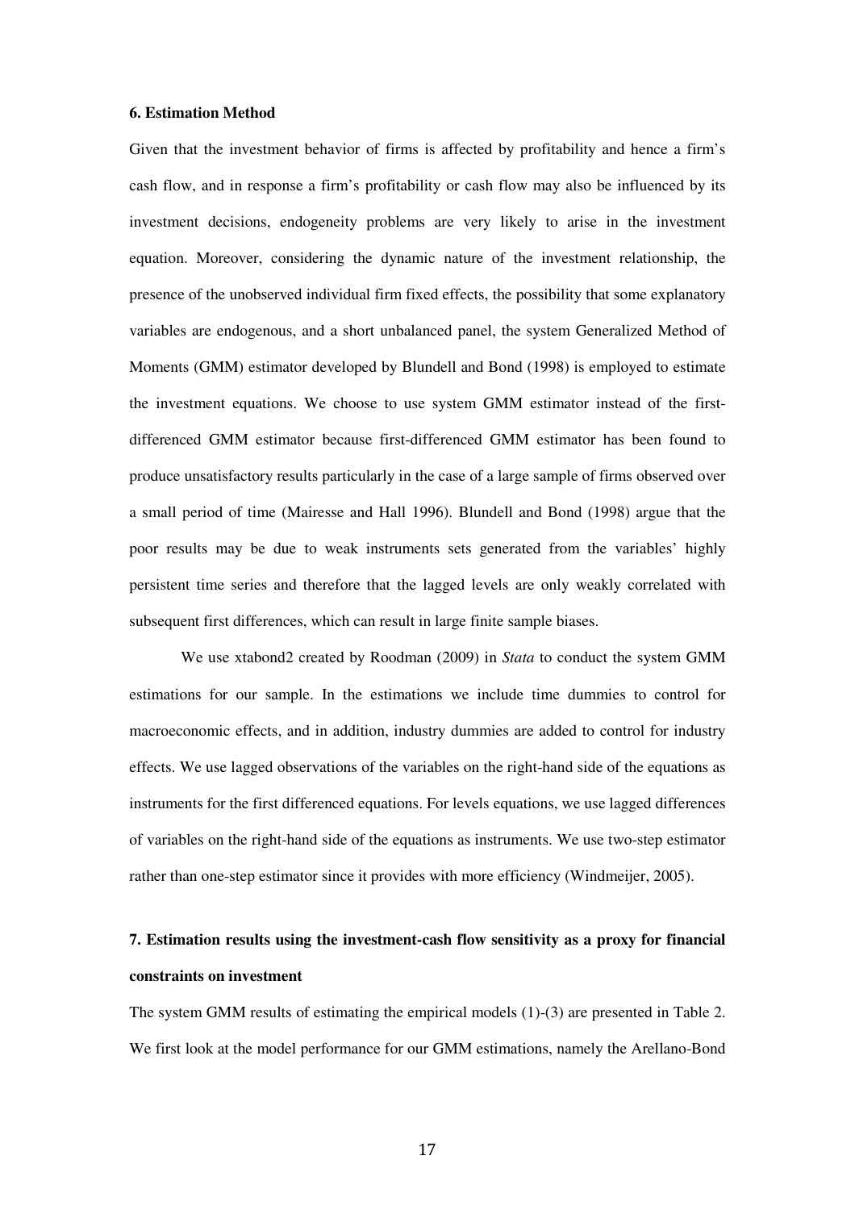**6. Estimation Method**

Given that the investment behavior of firms is affected by profitability and hence a firm's cash flow, and in response a firm's profitability or cash flow may also be influenced by its investment decisions, endogeneity problems are very likely to arise in the investment equation. Moreover, considering the dynamic nature of the investment relationship, the presence of the unobserved individual firm fixed effects, the possibility that some explanatory variables are endogenous, and a short unbalanced panel, the system Generalized Method of Moments (GMM) estimator developed by Blundell and Bond (1998) is employed to estimate the investment equations. We choose to use system GMM estimator instead of the first-differenced GMM estimator because first-differenced GMM estimator has been found to produce unsatisfactory results particularly in the case of a large sample of firms observed over a small period of time (Mairesse and Hall 1996). Blundell and Bond (1998) argue that the poor results may be due to weak instruments sets generated from the variables' highly persistent time series and therefore that the lagged levels are only weakly correlated with subsequent first differences, which can result in large finite sample biases.

We use xtabond2 created by Roodman (2009) in *Stata* to conduct the system GMM estimations for our sample. In the estimations we include time dummies to control for macroeconomic effects, and in addition, industry dummies are added to control for industry effects. We use lagged observations of the variables on the right-hand side of the equations as instruments for the first differenced equations. For levels equations, we use lagged differences of variables on the right-hand side of the equations as instruments. We use two-step estimator rather than one-step estimator since it provides with more efficiency (Windmeijer, 2005).

**7. Estimation results using the investment-cash flow sensitivity as a proxy for financial constraints on investment**

The system GMM results of estimating the empirical models (1)-(3) are presented in Table 2. We first look at the model performance for our GMM estimations, namely the Arellano-Bond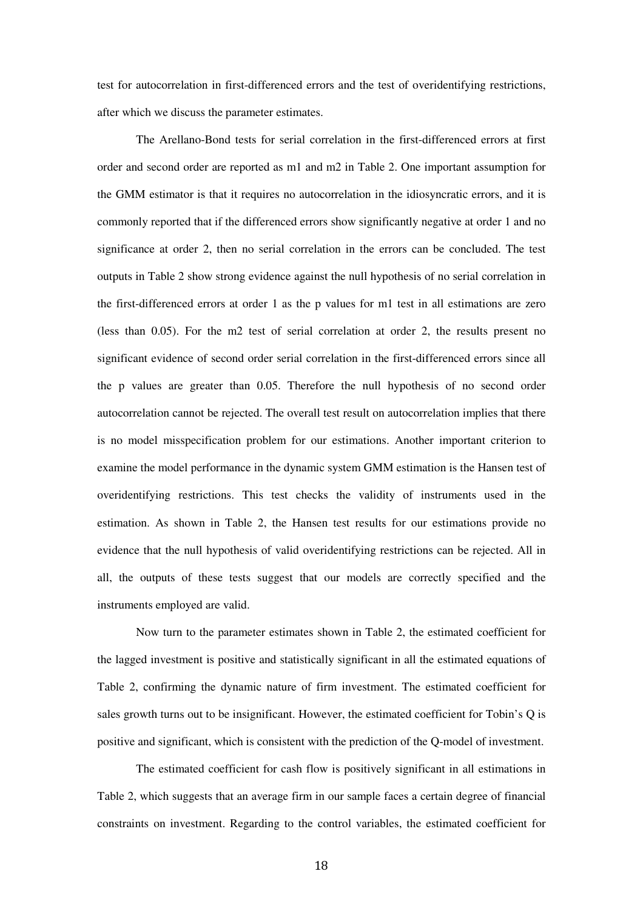test for autocorrelation in first-differenced errors and the test of overidentifying restrictions, after which we discuss the parameter estimates.

The Arellano-Bond tests for serial correlation in the first-differenced errors at first order and second order are reported as m1 and m2 in Table 2. One important assumption for the GMM estimator is that it requires no autocorrelation in the idiosyncratic errors, and it is commonly reported that if the differenced errors show significantly negative at order 1 and no significance at order 2, then no serial correlation in the errors can be concluded. The test outputs in Table 2 show strong evidence against the null hypothesis of no serial correlation in the first-differenced errors at order 1 as the p values for m1 test in all estimations are zero (less than 0.05). For the m2 test of serial correlation at order 2, the results present no significant evidence of second order serial correlation in the first-differenced errors since all the p values are greater than 0.05. Therefore the null hypothesis of no second order autocorrelation cannot be rejected. The overall test result on autocorrelation implies that there is no model misspecification problem for our estimations. Another important criterion to examine the model performance in the dynamic system GMM estimation is the Hansen test of overidentifying restrictions. This test checks the validity of instruments used in the estimation. As shown in Table 2, the Hansen test results for our estimations provide no evidence that the null hypothesis of valid overidentifying restrictions can be rejected. All in all, the outputs of these tests suggest that our models are correctly specified and the instruments employed are valid.

Now turn to the parameter estimates shown in Table 2, the estimated coefficient for the lagged investment is positive and statistically significant in all the estimated equations of Table 2, confirming the dynamic nature of firm investment. The estimated coefficient for sales growth turns out to be insignificant. However, the estimated coefficient for Tobin's Q is positive and significant, which is consistent with the prediction of the Q-model of investment.

The estimated coefficient for cash flow is positively significant in all estimations in Table 2, which suggests that an average firm in our sample faces a certain degree of financial constraints on investment. Regarding to the control variables, the estimated coefficient for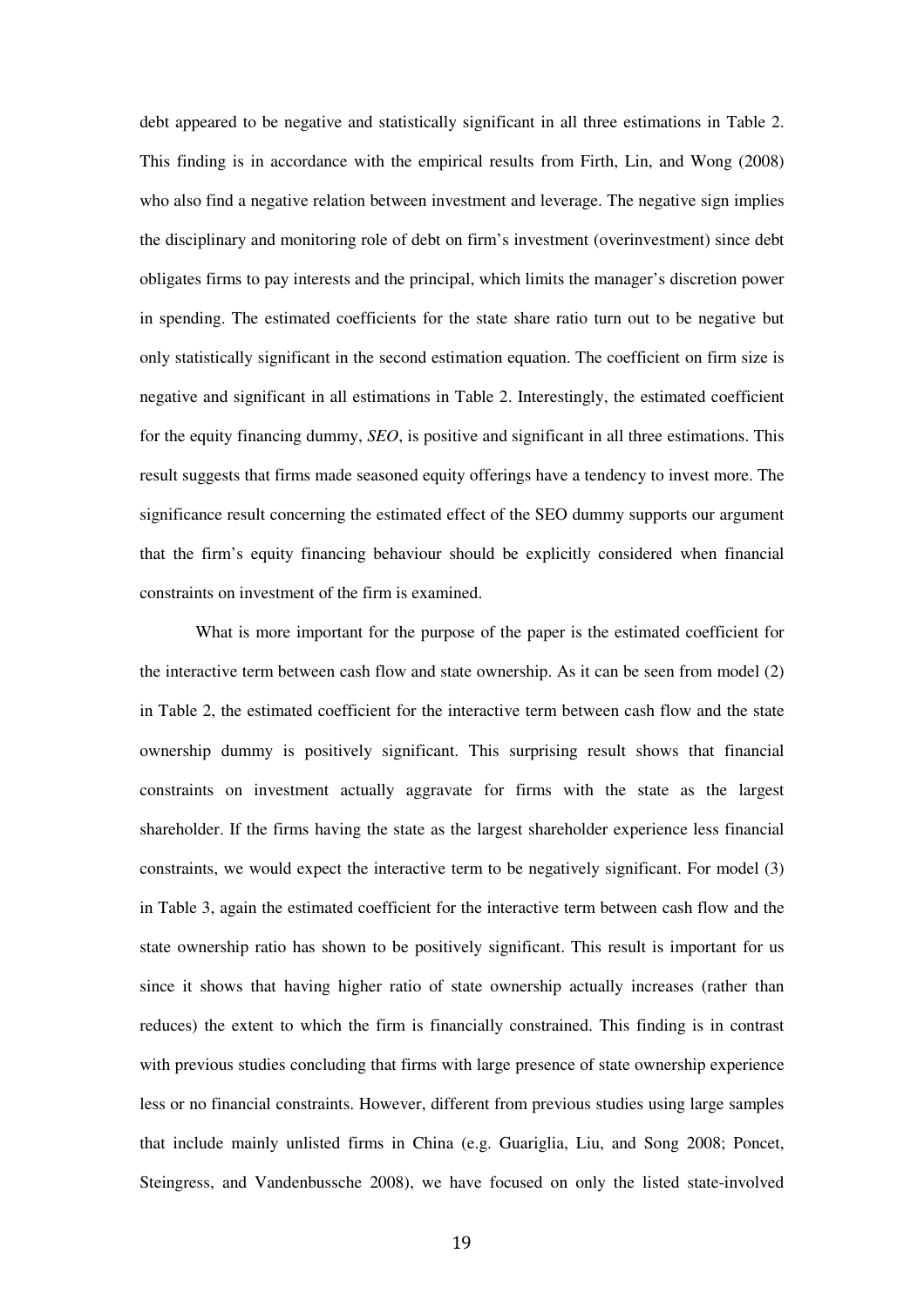debt appeared to be negative and statistically significant in all three estimations in Table 2. This finding is in accordance with the empirical results from Firth, Lin, and Wong (2008) who also find a negative relation between investment and leverage. The negative sign implies the disciplinary and monitoring role of debt on firm's investment (overinvestment) since debt obligates firms to pay interests and the principal, which limits the manager's discretion power in spending. The estimated coefficients for the state share ratio turn out to be negative but only statistically significant in the second estimation equation. The coefficient on firm size is negative and significant in all estimations in Table 2. Interestingly, the estimated coefficient for the equity financing dummy, *SEO*, is positive and significant in all three estimations. This result suggests that firms made seasoned equity offerings have a tendency to invest more. The significance result concerning the estimated effect of the SEO dummy supports our argument that the firm's equity financing behaviour should be explicitly considered when financial constraints on investment of the firm is examined.

What is more important for the purpose of the paper is the estimated coefficient for the interactive term between cash flow and state ownership. As it can be seen from model (2) in Table 2, the estimated coefficient for the interactive term between cash flow and the state ownership dummy is positively significant. This surprising result shows that financial constraints on investment actually aggravate for firms with the state as the largest shareholder. If the firms having the state as the largest shareholder experience less financial constraints, we would expect the interactive term to be negatively significant. For model (3) in Table 3, again the estimated coefficient for the interactive term between cash flow and the state ownership ratio has shown to be positively significant. This result is important for us since it shows that having higher ratio of state ownership actually increases (rather than reduces) the extent to which the firm is financially constrained. This finding is in contrast with previous studies concluding that firms with large presence of state ownership experience less or no financial constraints. However, different from previous studies using large samples that include mainly unlisted firms in China (e.g. Guariglia, Liu, and Song 2008; Poncet, Steingress, and Vandenbussche 2008), we have focused on only the listed state-involved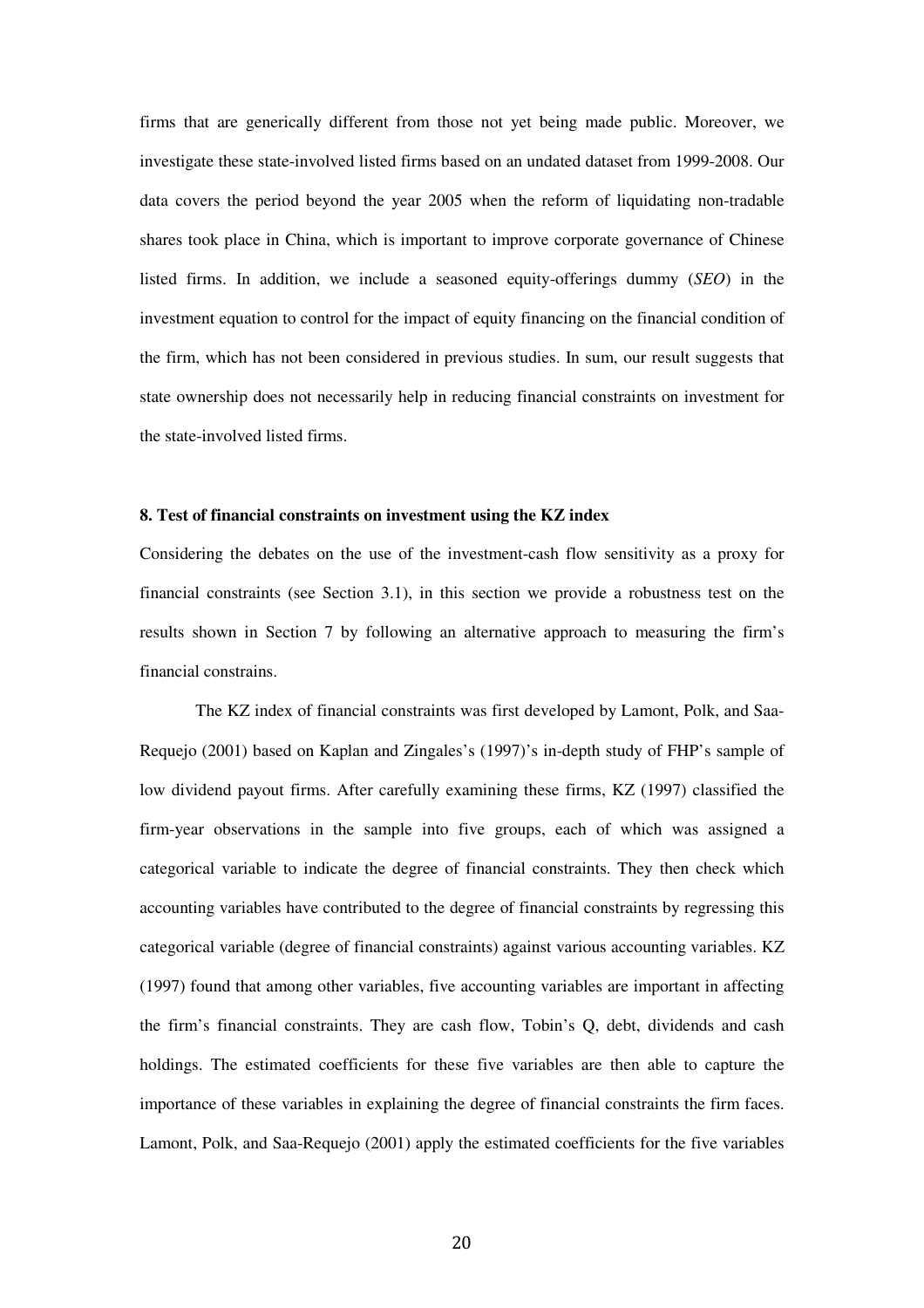firms that are generically different from those not yet being made public. Moreover, we investigate these state-involved listed firms based on an undated dataset from 1999-2008. Our data covers the period beyond the year 2005 when the reform of liquidating non-tradable shares took place in China, which is important to improve corporate governance of Chinese listed firms. In addition, we include a seasoned equity-offerings dummy (*SEO*) in the investment equation to control for the impact of equity financing on the financial condition of the firm, which has not been considered in previous studies. In sum, our result suggests that state ownership does not necessarily help in reducing financial constraints on investment for the state-involved listed firms.

### 8. Test of financial constraints on investment using the KZ index

Considering the debates on the use of the investment-cash flow sensitivity as a proxy for financial constraints (see Section 3.1), in this section we provide a robustness test on the results shown in Section 7 by following an alternative approach to measuring the firm's financial constrains.

The KZ index of financial constraints was first developed by Lamont, Polk, and Saa-Requejo (2001) based on Kaplan and Zingales's (1997)'s in-depth study of FHP's sample of low dividend payout firms. After carefully examining these firms, KZ (1997) classified the firm-year observations in the sample into five groups, each of which was assigned a categorical variable to indicate the degree of financial constraints. They then check which accounting variables have contributed to the degree of financial constraints by regressing this categorical variable (degree of financial constraints) against various accounting variables. KZ (1997) found that among other variables, five accounting variables are important in affecting the firm's financial constraints. They are cash flow, Tobin's Q, debt, dividends and cash holdings. The estimated coefficients for these five variables are then able to capture the importance of these variables in explaining the degree of financial constraints the firm faces. Lamont, Polk, and Saa-Requejo (2001) apply the estimated coefficients for the five variables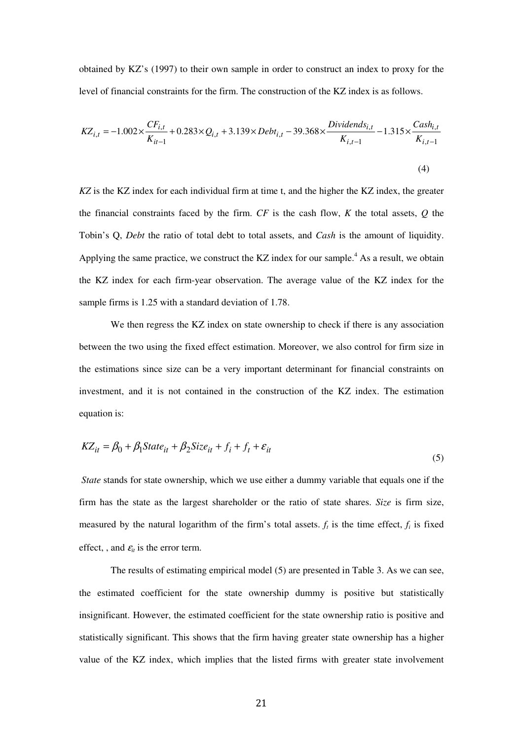obtained by KZ's (1997) to their own sample in order to construct an index to proxy for the level of financial constraints for the firm. The construction of the KZ index is as follows.

$$KZ_{i,t} = -1.002 \times \frac{CF_{i,t}}{K_{it-1}} + 0.283 \times Q_{i,t} + 3.139 \times Debt_{i,t} - 39.368 \times \frac{Dividends_{i,t}}{K_{i,t-1}} - 1.315 \times \frac{Cash_{i,t}}{K_{i,t-1}} \tag{4}$$

*KZ* is the KZ index for each individual firm at time t, and the higher the KZ index, the greater the financial constraints faced by the firm. *CF* is the cash flow, *K* the total assets, *Q* the Tobin's Q, *Debt* the ratio of total debt to total assets, and *Cash* is the amount of liquidity. Applying the same practice, we construct the KZ index for our sample.[4] As a result, we obtain the KZ index for each firm-year observation. The average value of the KZ index for the sample firms is 1.25 with a standard deviation of 1.78.

We then regress the KZ index on state ownership to check if there is any association between the two using the fixed effect estimation. Moreover, we also control for firm size in the estimations since size can be a very important determinant for financial constraints on investment, and it is not contained in the construction of the KZ index. The estimation equation is:

$$KZ_{it} = \beta_0 + \beta_1 State_{it} + \beta_2 Size_{it} + f_i + f_t + \varepsilon_{it} \tag{5}$$

*State* stands for state ownership, which we use either a dummy variable that equals one if the firm has the state as the largest shareholder or the ratio of state shares. *Size* is firm size, measured by the natural logarithm of the firm's total assets. $f_t$ is the time effect, $f_i$ is fixed effect, , and $\varepsilon_{it}$ is the error term.

The results of estimating empirical model (5) are presented in Table 3. As we can see, the estimated coefficient for the state ownership dummy is positive but statistically insignificant. However, the estimated coefficient for the state ownership ratio is positive and statistically significant. This shows that the firm having greater state ownership has a higher value of the KZ index, which implies that the listed firms with greater state involvement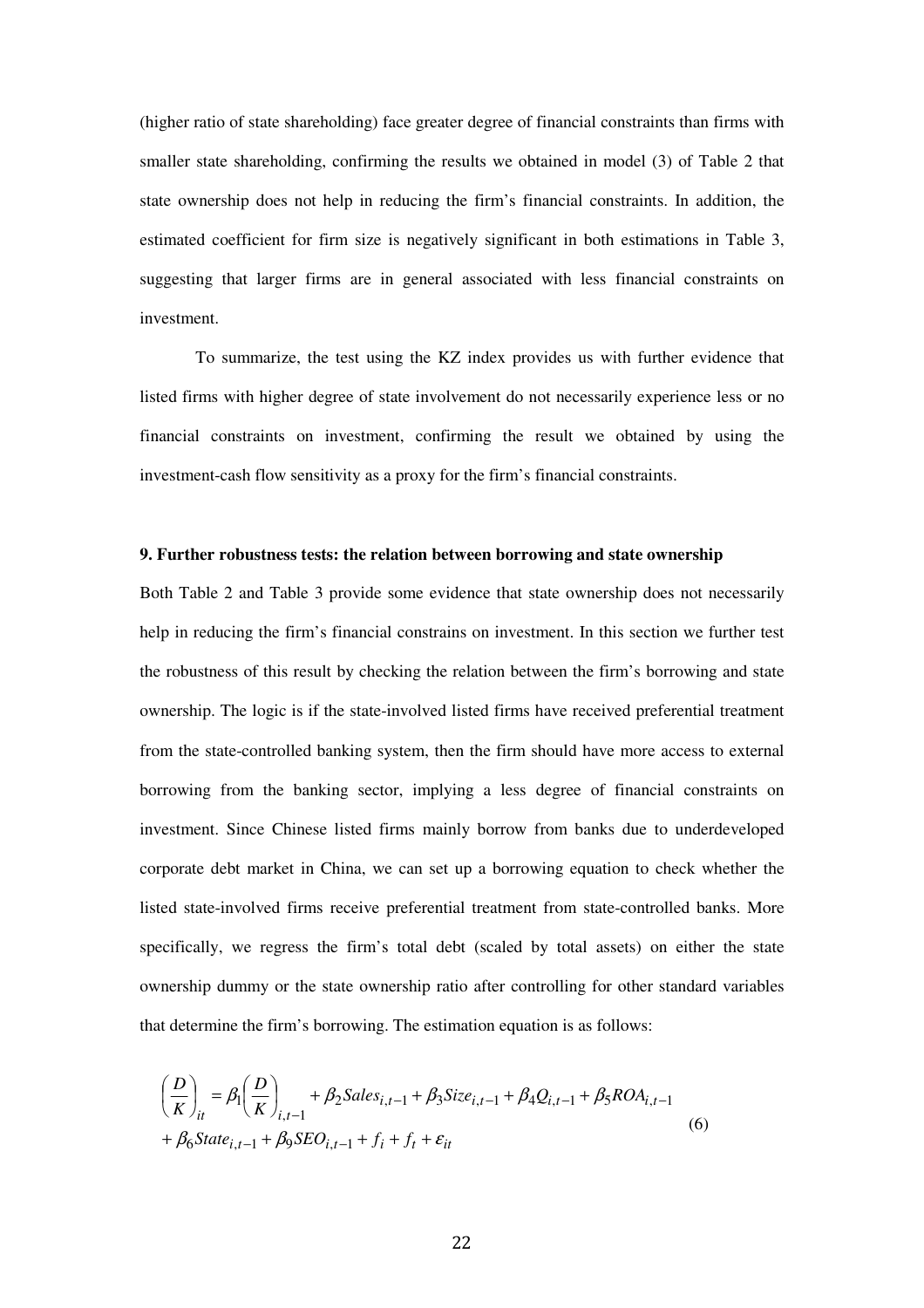(higher ratio of state shareholding) face greater degree of financial constraints than firms with smaller state shareholding, confirming the results we obtained in model (3) of Table 2 that state ownership does not help in reducing the firm's financial constraints. In addition, the estimated coefficient for firm size is negatively significant in both estimations in Table 3, suggesting that larger firms are in general associated with less financial constraints on investment.

To summarize, the test using the KZ index provides us with further evidence that listed firms with higher degree of state involvement do not necessarily experience less or no financial constraints on investment, confirming the result we obtained by using the investment-cash flow sensitivity as a proxy for the firm's financial constraints.

**9. Further robustness tests: the relation between borrowing and state ownership**

Both Table 2 and Table 3 provide some evidence that state ownership does not necessarily help in reducing the firm's financial constrains on investment. In this section we further test the robustness of this result by checking the relation between the firm's borrowing and state ownership. The logic is if the state-involved listed firms have received preferential treatment from the state-controlled banking system, then the firm should have more access to external borrowing from the banking sector, implying a less degree of financial constraints on investment. Since Chinese listed firms mainly borrow from banks due to underdeveloped corporate debt market in China, we can set up a borrowing equation to check whether the listed state-involved firms receive preferential treatment from state-controlled banks. More specifically, we regress the firm's total debt (scaled by total assets) on either the state ownership dummy or the state ownership ratio after controlling for other standard variables that determine the firm's borrowing. The estimation equation is as follows:

$$
\begin{aligned}
\left(\frac{D}{K}\right)_{it} &= \beta_1\left(\frac{D}{K}\right)_{i,t-1} + \beta_2 Sales_{i,t-1} + \beta_3 Size_{i,t-1} + \beta_4 Q_{i,t-1} + \beta_5 ROA_{i,t-1} \\
&+ \beta_6 State_{i,t-1} + \beta_9 SEO_{i,t-1} + f_i + f_t + \varepsilon_{it}
\end{aligned}
\tag{6}
$$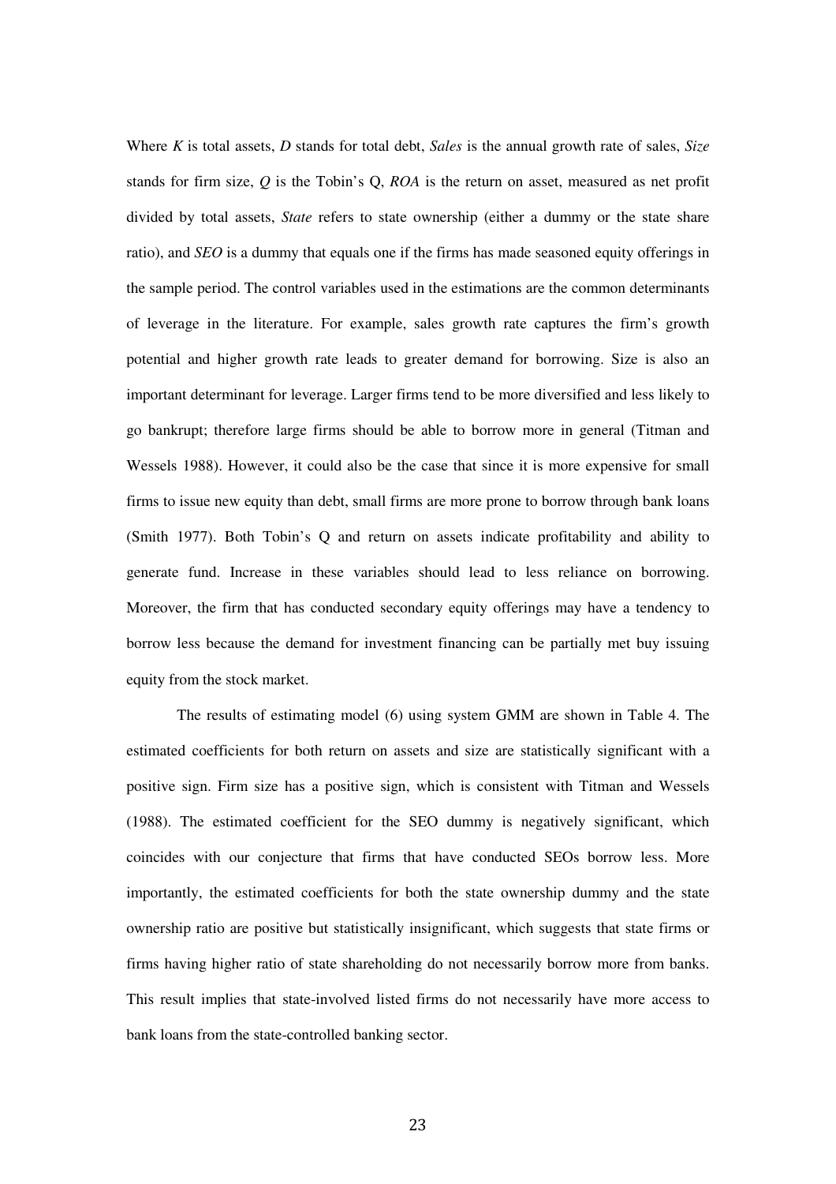Where $K$ is total assets, $D$ stands for total debt, *Sales* is the annual growth rate of sales, *Size* stands for firm size, $Q$ is the Tobin's Q, *ROA* is the return on asset, measured as net profit divided by total assets, *State* refers to state ownership (either a dummy or the state share ratio), and *SEO* is a dummy that equals one if the firms has made seasoned equity offerings in the sample period. The control variables used in the estimations are the common determinants of leverage in the literature. For example, sales growth rate captures the firm's growth potential and higher growth rate leads to greater demand for borrowing. Size is also an important determinant for leverage. Larger firms tend to be more diversified and less likely to go bankrupt; therefore large firms should be able to borrow more in general (Titman and Wessels 1988). However, it could also be the case that since it is more expensive for small firms to issue new equity than debt, small firms are more prone to borrow through bank loans (Smith 1977). Both Tobin's Q and return on assets indicate profitability and ability to generate fund. Increase in these variables should lead to less reliance on borrowing. Moreover, the firm that has conducted secondary equity offerings may have a tendency to borrow less because the demand for investment financing can be partially met buy issuing equity from the stock market.

The results of estimating model (6) using system GMM are shown in Table 4. The estimated coefficients for both return on assets and size are statistically significant with a positive sign. Firm size has a positive sign, which is consistent with Titman and Wessels (1988). The estimated coefficient for the SEO dummy is negatively significant, which coincides with our conjecture that firms that have conducted SEOs borrow less. More importantly, the estimated coefficients for both the state ownership dummy and the state ownership ratio are positive but statistically insignificant, which suggests that state firms or firms having higher ratio of state shareholding do not necessarily borrow more from banks. This result implies that state-involved listed firms do not necessarily have more access to bank loans from the state-controlled banking sector.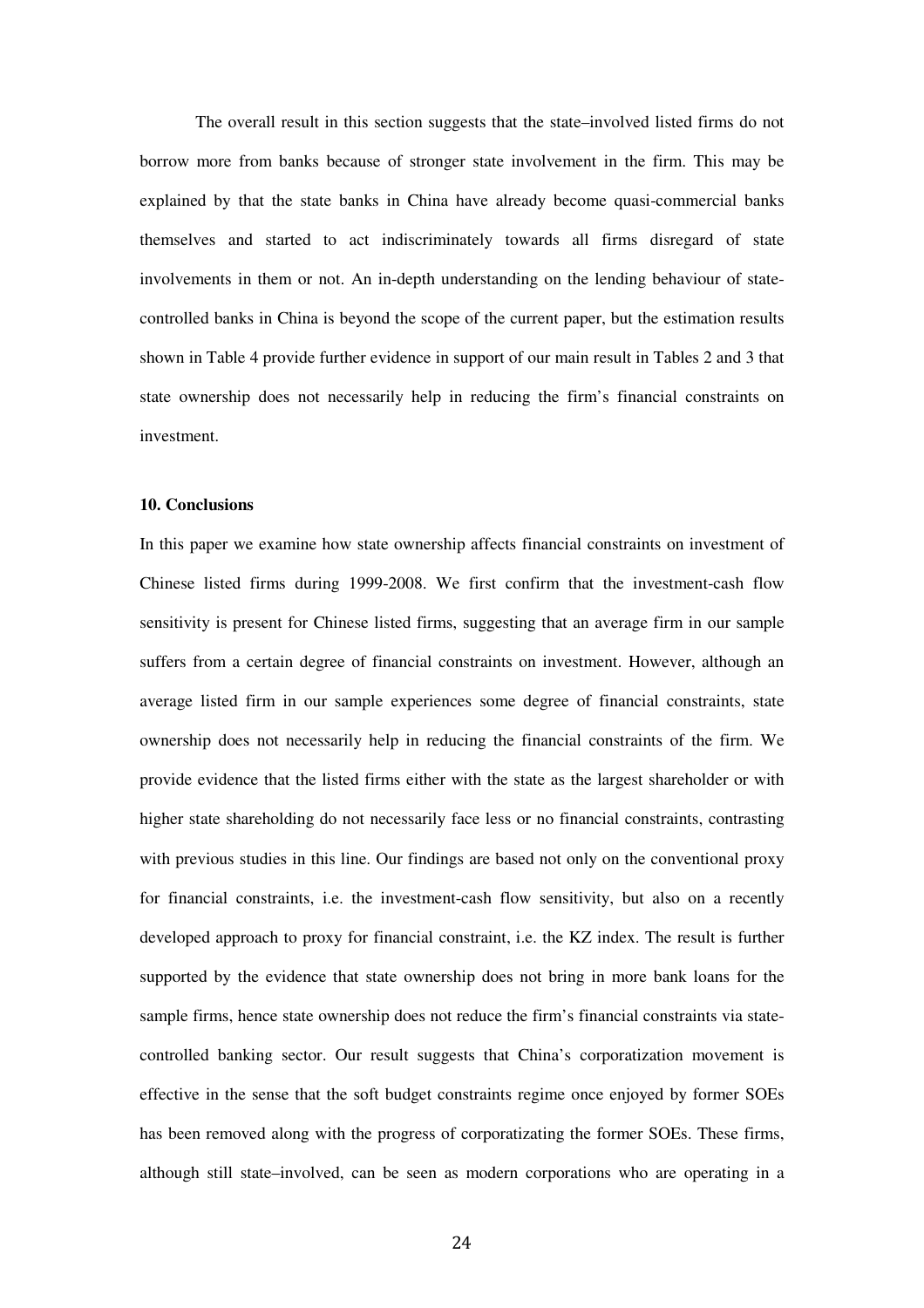The overall result in this section suggests that the state–involved listed firms do not borrow more from banks because of stronger state involvement in the firm. This may be explained by that the state banks in China have already become quasi-commercial banks themselves and started to act indiscriminately towards all firms disregard of state involvements in them or not. An in-depth understanding on the lending behaviour of state-controlled banks in China is beyond the scope of the current paper, but the estimation results shown in Table 4 provide further evidence in support of our main result in Tables 2 and 3 that state ownership does not necessarily help in reducing the firm's financial constraints on investment.

**10. Conclusions**

In this paper we examine how state ownership affects financial constraints on investment of Chinese listed firms during 1999-2008. We first confirm that the investment-cash flow sensitivity is present for Chinese listed firms, suggesting that an average firm in our sample suffers from a certain degree of financial constraints on investment. However, although an average listed firm in our sample experiences some degree of financial constraints, state ownership does not necessarily help in reducing the financial constraints of the firm. We provide evidence that the listed firms either with the state as the largest shareholder or with higher state shareholding do not necessarily face less or no financial constraints, contrasting with previous studies in this line. Our findings are based not only on the conventional proxy for financial constraints, i.e. the investment-cash flow sensitivity, but also on a recently developed approach to proxy for financial constraint, i.e. the KZ index. The result is further supported by the evidence that state ownership does not bring in more bank loans for the sample firms, hence state ownership does not reduce the firm's financial constraints via state-controlled banking sector. Our result suggests that China's corporatization movement is effective in the sense that the soft budget constraints regime once enjoyed by former SOEs has been removed along with the progress of corporatizating the former SOEs. These firms, although still state–involved, can be seen as modern corporations who are operating in a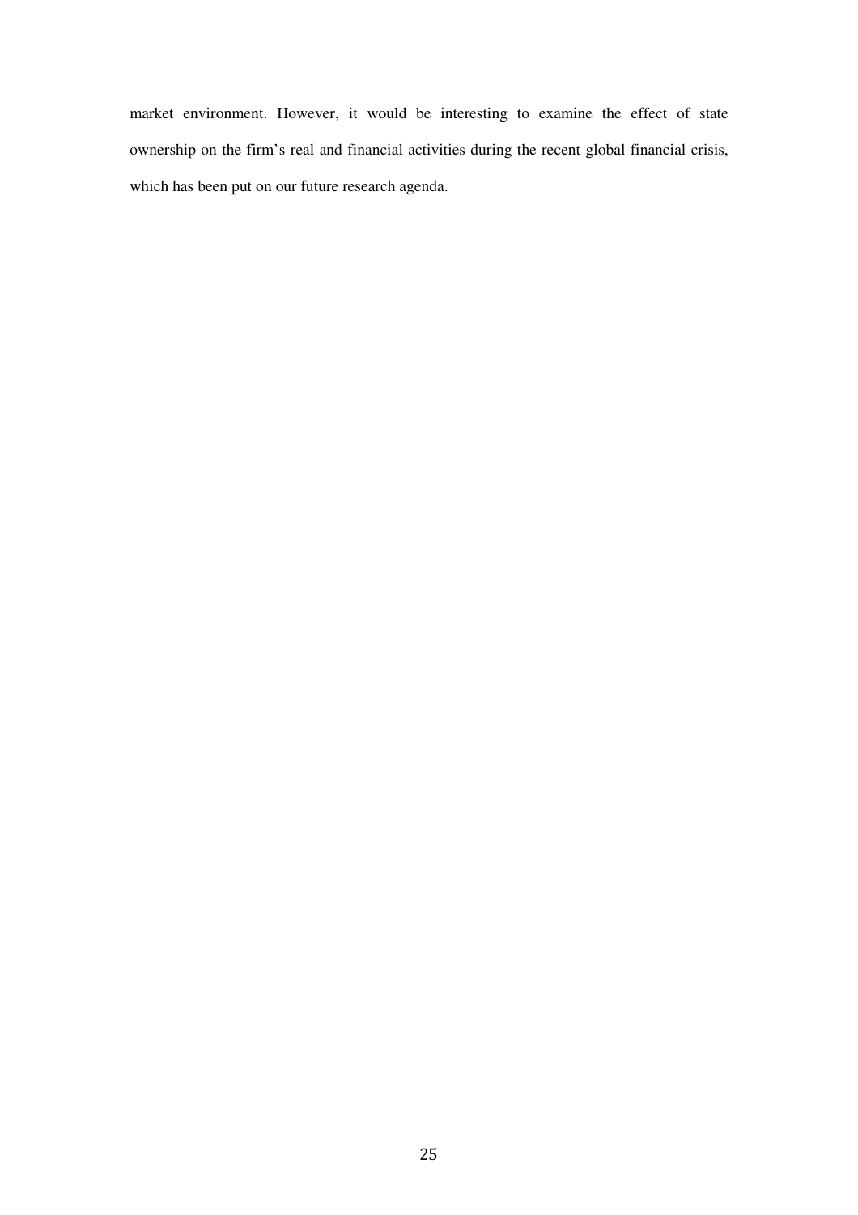market environment. However, it would be interesting to examine the effect of state ownership on the firm's real and financial activities during the recent global financial crisis, which has been put on our future research agenda.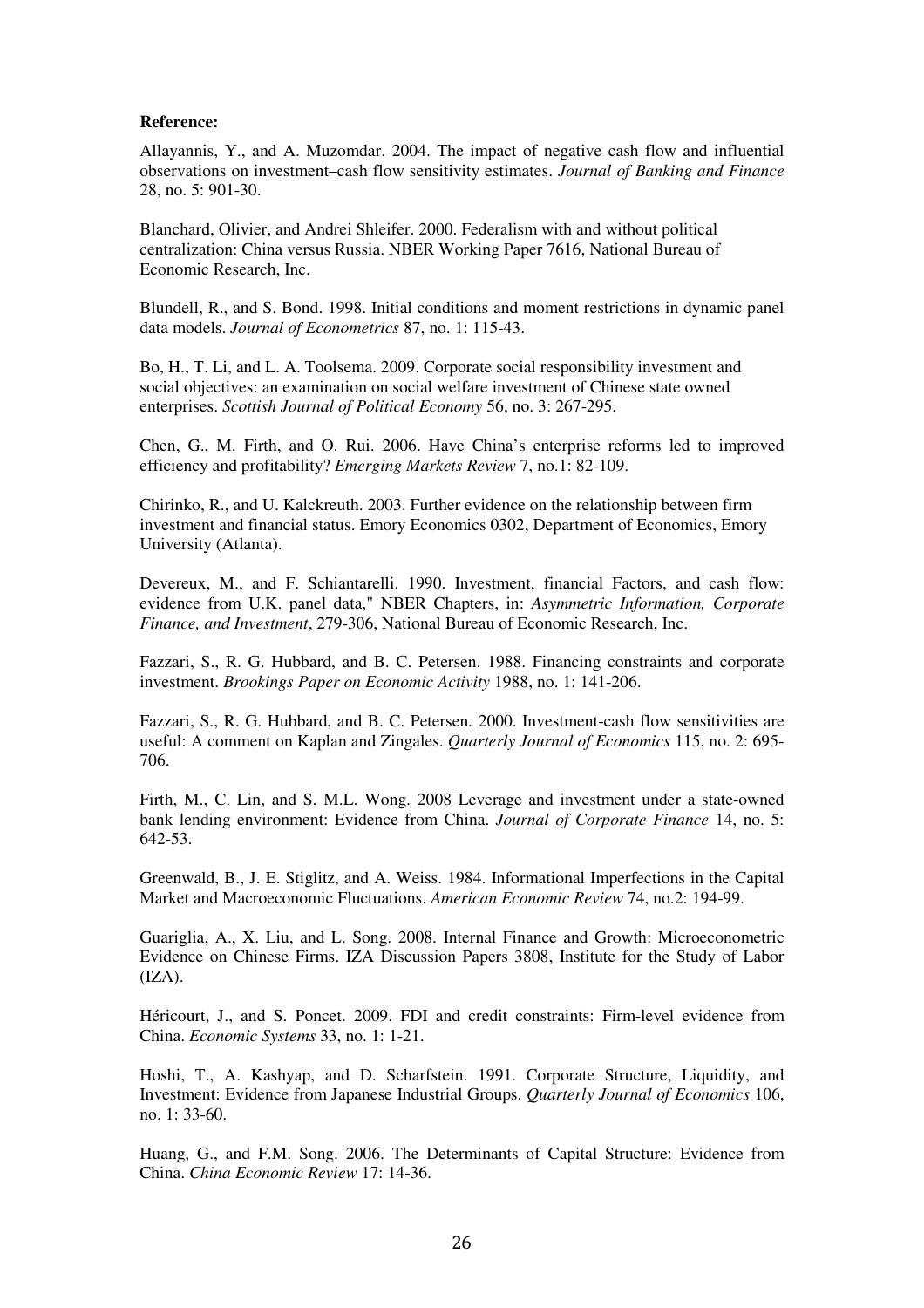**Reference:**

Allayannis, Y., and A. Muzomdar. 2004. The impact of negative cash flow and influential observations on investment–cash flow sensitivity estimates. *Journal of Banking and Finance* 28, no. 5: 901-30.

Blanchard, Olivier, and Andrei Shleifer. 2000. Federalism with and without political centralization: China versus Russia. NBER Working Paper 7616, National Bureau of Economic Research, Inc.

Blundell, R., and S. Bond. 1998. Initial conditions and moment restrictions in dynamic panel data models. *Journal of Econometrics* 87, no. 1: 115-43.

Bo, H., T. Li, and L. A. Toolsema. 2009. Corporate social responsibility investment and social objectives: an examination on social welfare investment of Chinese state owned enterprises. *Scottish Journal of Political Economy* 56, no. 3: 267-295.

Chen, G., M. Firth, and O. Rui. 2006. Have China's enterprise reforms led to improved efficiency and profitability? *Emerging Markets Review* 7, no.1: 82-109.

Chirinko, R., and U. Kalckreuth. 2003. Further evidence on the relationship between firm investment and financial status. Emory Economics 0302, Department of Economics, Emory University (Atlanta).

Devereux, M., and F. Schiantarelli. 1990. Investment, financial Factors, and cash flow: evidence from U.K. panel data," NBER Chapters, in: *Asymmetric Information, Corporate Finance, and Investment*, 279-306, National Bureau of Economic Research, Inc.

Fazzari, S., R. G. Hubbard, and B. C. Petersen. 1988. Financing constraints and corporate investment. *Brookings Paper on Economic Activity* 1988, no. 1: 141-206.

Fazzari, S., R. G. Hubbard, and B. C. Petersen. 2000. Investment-cash flow sensitivities are useful: A comment on Kaplan and Zingales. *Quarterly Journal of Economics* 115, no. 2: 695-706.

Firth, M., C. Lin, and S. M.L. Wong. 2008 Leverage and investment under a state-owned bank lending environment: Evidence from China. *Journal of Corporate Finance* 14, no. 5: 642-53.

Greenwald, B., J. E. Stiglitz, and A. Weiss. 1984. Informational Imperfections in the Capital Market and Macroeconomic Fluctuations. *American Economic Review* 74, no.2: 194-99.

Guariglia, A., X. Liu, and L. Song. 2008. Internal Finance and Growth: Microeconometric Evidence on Chinese Firms. IZA Discussion Papers 3808, Institute for the Study of Labor (IZA).

Héricourt, J., and S. Poncet. 2009. FDI and credit constraints: Firm-level evidence from China. *Economic Systems* 33, no. 1: 1-21.

Hoshi, T., A. Kashyap, and D. Scharfstein. 1991. Corporate Structure, Liquidity, and Investment: Evidence from Japanese Industrial Groups. *Quarterly Journal of Economics* 106, no. 1: 33-60.

Huang, G., and F.M. Song. 2006. The Determinants of Capital Structure: Evidence from China. *China Economic Review* 17: 14-36.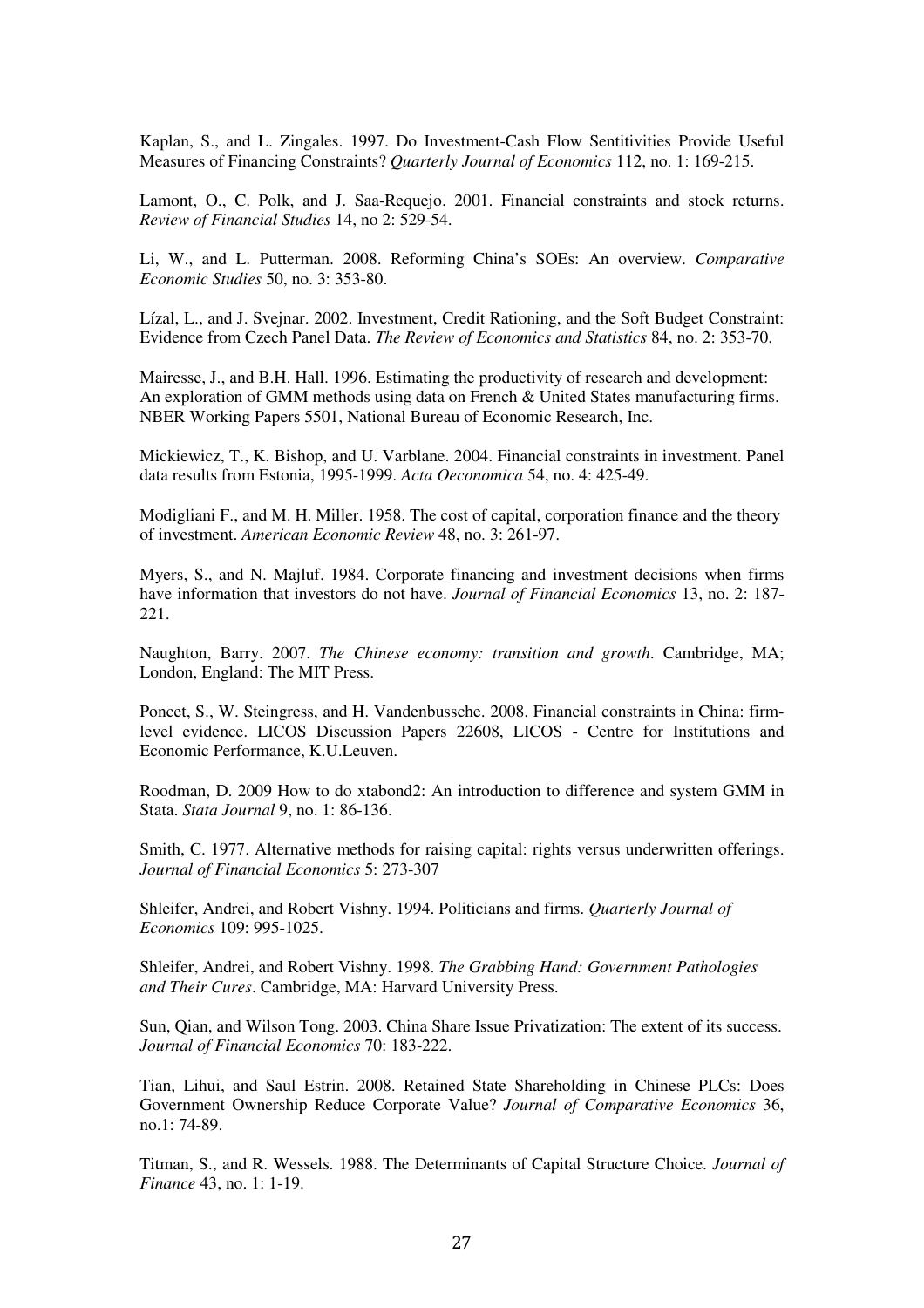Kaplan, S., and L. Zingales. 1997. Do Investment-Cash Flow Sentitivities Provide Useful Measures of Financing Constraints? *Quarterly Journal of Economics* 112, no. 1: 169-215.

Lamont, O., C. Polk, and J. Saa-Requejo. 2001. Financial constraints and stock returns. *Review of Financial Studies* 14, no 2: 529-54.

Li, W., and L. Putterman. 2008. Reforming China's SOEs: An overview. *Comparative Economic Studies* 50, no. 3: 353-80.

Lízal, L., and J. Svejnar. 2002. Investment, Credit Rationing, and the Soft Budget Constraint: Evidence from Czech Panel Data. *The Review of Economics and Statistics* 84, no. 2: 353-70.

Mairesse, J., and B.H. Hall. 1996. Estimating the productivity of research and development: An exploration of GMM methods using data on French & United States manufacturing firms. NBER Working Papers 5501, National Bureau of Economic Research, Inc.

Mickiewicz, T., K. Bishop, and U. Varblane. 2004. Financial constraints in investment. Panel data results from Estonia, 1995-1999. *Acta Oeconomica* 54, no. 4: 425-49.

Modigliani F., and M. H. Miller. 1958. The cost of capital, corporation finance and the theory of investment. *American Economic Review* 48, no. 3: 261-97.

Myers, S., and N. Majluf. 1984. Corporate financing and investment decisions when firms have information that investors do not have. *Journal of Financial Economics* 13, no. 2: 187-221.

Naughton, Barry. 2007. *The Chinese economy: transition and growth*. Cambridge, MA; London, England: The MIT Press.

Poncet, S., W. Steingress, and H. Vandenbussche. 2008. Financial constraints in China: firm-level evidence. LICOS Discussion Papers 22608, LICOS - Centre for Institutions and Economic Performance, K.U.Leuven.

Roodman, D. 2009 How to do xtabond2: An introduction to difference and system GMM in Stata. *Stata Journal* 9, no. 1: 86-136.

Smith, C. 1977. Alternative methods for raising capital: rights versus underwritten offerings. *Journal of Financial Economics* 5: 273-307

Shleifer, Andrei, and Robert Vishny. 1994. Politicians and firms. *Quarterly Journal of Economics* 109: 995-1025.

Shleifer, Andrei, and Robert Vishny. 1998. *The Grabbing Hand: Government Pathologies and Their Cures*. Cambridge, MA: Harvard University Press.

Sun, Qian, and Wilson Tong. 2003. China Share Issue Privatization: The extent of its success. *Journal of Financial Economics* 70: 183-222.

Tian, Lihui, and Saul Estrin. 2008. Retained State Shareholding in Chinese PLCs: Does Government Ownership Reduce Corporate Value? *Journal of Comparative Economics* 36, no.1: 74-89.

Titman, S., and R. Wessels. 1988. The Determinants of Capital Structure Choice. *Journal of Finance* 43, no. 1: 1-19.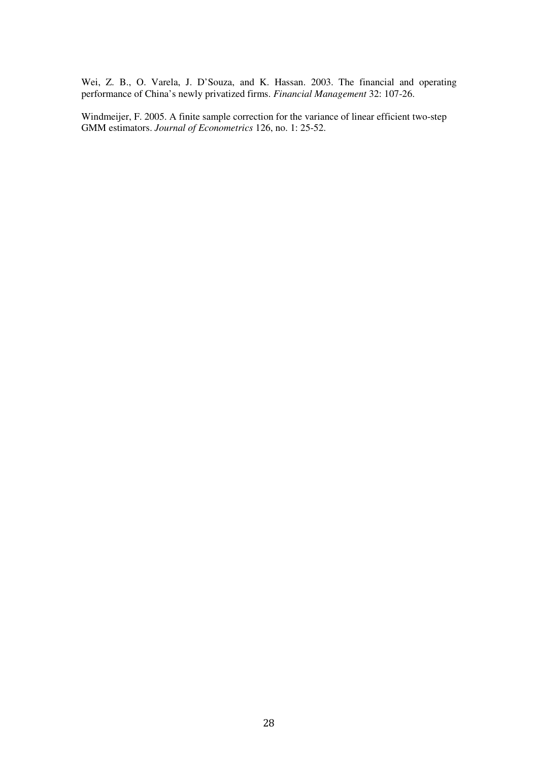Wei, Z. B., O. Varela, J. D'Souza, and K. Hassan. 2003. The financial and operating performance of China's newly privatized firms. *Financial Management* 32: 107-26.

Windmeijer, F. 2005. A finite sample correction for the variance of linear efficient two-step GMM estimators. *Journal of Econometrics* 126, no. 1: 25-52.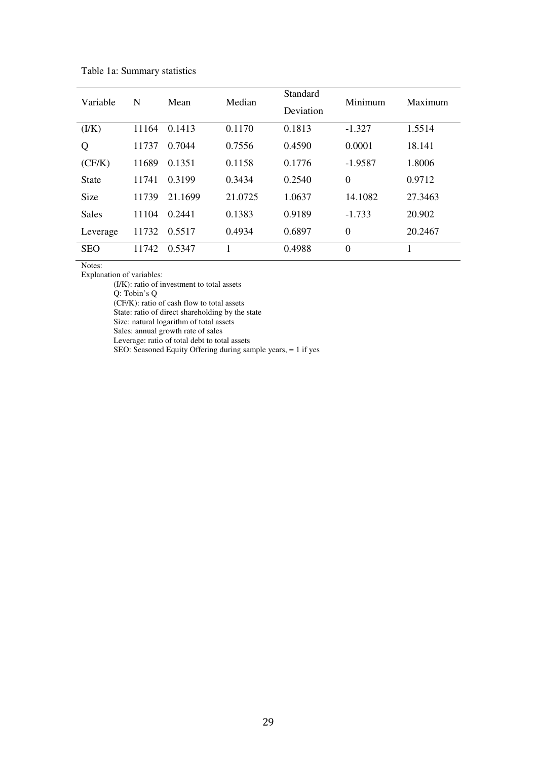Table 1a: Summary statistics

| Variable | N | Mean | Median | Standard Deviation | Minimum | Maximum |
|---|---|---|---|---|---|---|
| (I/K) | 11164 | 0.1413 | 0.1170 | 0.1813 | -1.327 | 1.5514 |
| Q | 11737 | 0.7044 | 0.7556 | 0.4590 | 0.0001 | 18.141 |
| (CF/K) | 11689 | 0.1351 | 0.1158 | 0.1776 | -1.9587 | 1.8006 |
| State | 11741 | 0.3199 | 0.3434 | 0.2540 | 0 | 0.9712 |
| Size | 11739 | 21.1699 | 21.0725 | 1.0637 | 14.1082 | 27.3463 |
| Sales | 11104 | 0.2441 | 0.1383 | 0.9189 | -1.733 | 20.902 |
| Leverage | 11732 | 0.5517 | 0.4934 | 0.6897 | 0 | 20.2467 |
| SEO | 11742 | 0.5347 | 1 | 0.4988 | 0 | 1 |

Notes:
Explanation of variables:

(I/K): ratio of investment to total assets
Q: Tobin's Q
(CF/K): ratio of cash flow to total assets
State: ratio of direct shareholding by the state
Size: natural logarithm of total assets
Sales: annual growth rate of sales
Leverage: ratio of total debt to total assets
SEO: Seasoned Equity Offering during sample years, = 1 if yes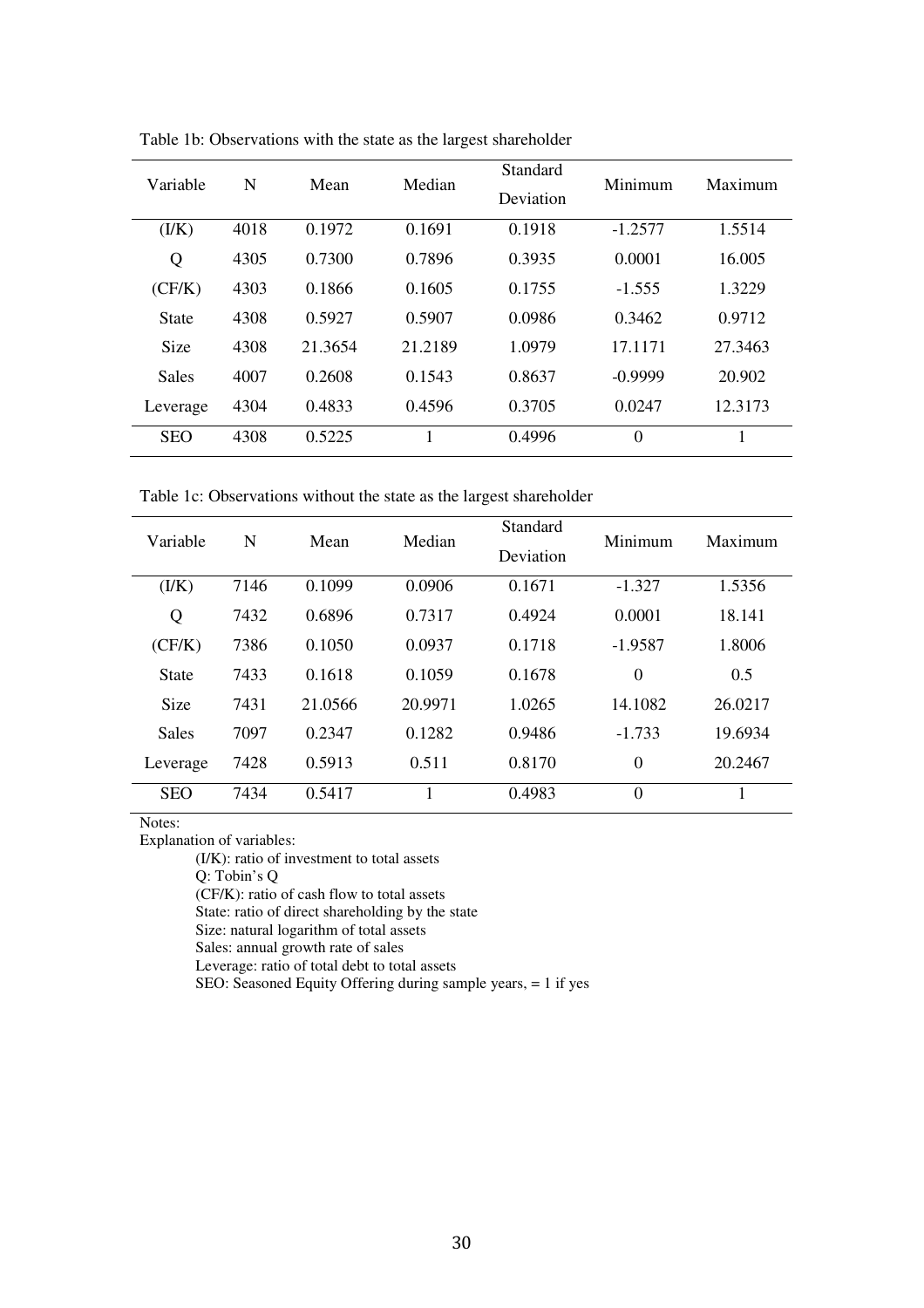Table 1b: Observations with the state as the largest shareholder

| Variable | N | Mean | Median | Standard Deviation | Minimum | Maximum |
|---|---|---|---|---|---|---|
| (I/K) | 4018 | 0.1972 | 0.1691 | 0.1918 | -1.2577 | 1.5514 |
| Q | 4305 | 0.7300 | 0.7896 | 0.3935 | 0.0001 | 16.005 |
| (CF/K) | 4303 | 0.1866 | 0.1605 | 0.1755 | -1.555 | 1.3229 |
| State | 4308 | 0.5927 | 0.5907 | 0.0986 | 0.3462 | 0.9712 |
| Size | 4308 | 21.3654 | 21.2189 | 1.0979 | 17.1171 | 27.3463 |
| Sales | 4007 | 0.2608 | 0.1543 | 0.8637 | -0.9999 | 20.902 |
| Leverage | 4304 | 0.4833 | 0.4596 | 0.3705 | 0.0247 | 12.3173 |
| SEO | 4308 | 0.5225 | 1 | 0.4996 | 0 | 1 |

Table 1c: Observations without the state as the largest shareholder

| Variable | N | Mean | Median | Standard Deviation | Minimum | Maximum |
|---|---|---|---|---|---|---|
| (I/K) | 7146 | 0.1099 | 0.0906 | 0.1671 | -1.327 | 1.5356 |
| Q | 7432 | 0.6896 | 0.7317 | 0.4924 | 0.0001 | 18.141 |
| (CF/K) | 7386 | 0.1050 | 0.0937 | 0.1718 | -1.9587 | 1.8006 |
| State | 7433 | 0.1618 | 0.1059 | 0.1678 | 0 | 0.5 |
| Size | 7431 | 21.0566 | 20.9971 | 1.0265 | 14.1082 | 26.0217 |
| Sales | 7097 | 0.2347 | 0.1282 | 0.9486 | -1.733 | 19.6934 |
| Leverage | 7428 | 0.5913 | 0.511 | 0.8170 | 0 | 20.2467 |
| SEO | 7434 | 0.5417 | 1 | 0.4983 | 0 | 1 |

Notes:

Explanation of variables:

(I/K): ratio of investment to total assets
Q: Tobin's Q
(CF/K): ratio of cash flow to total assets
State: ratio of direct shareholding by the state
Size: natural logarithm of total assets
Sales: annual growth rate of sales
Leverage: ratio of total debt to total assets
SEO: Seasoned Equity Offering during sample years, = 1 if yes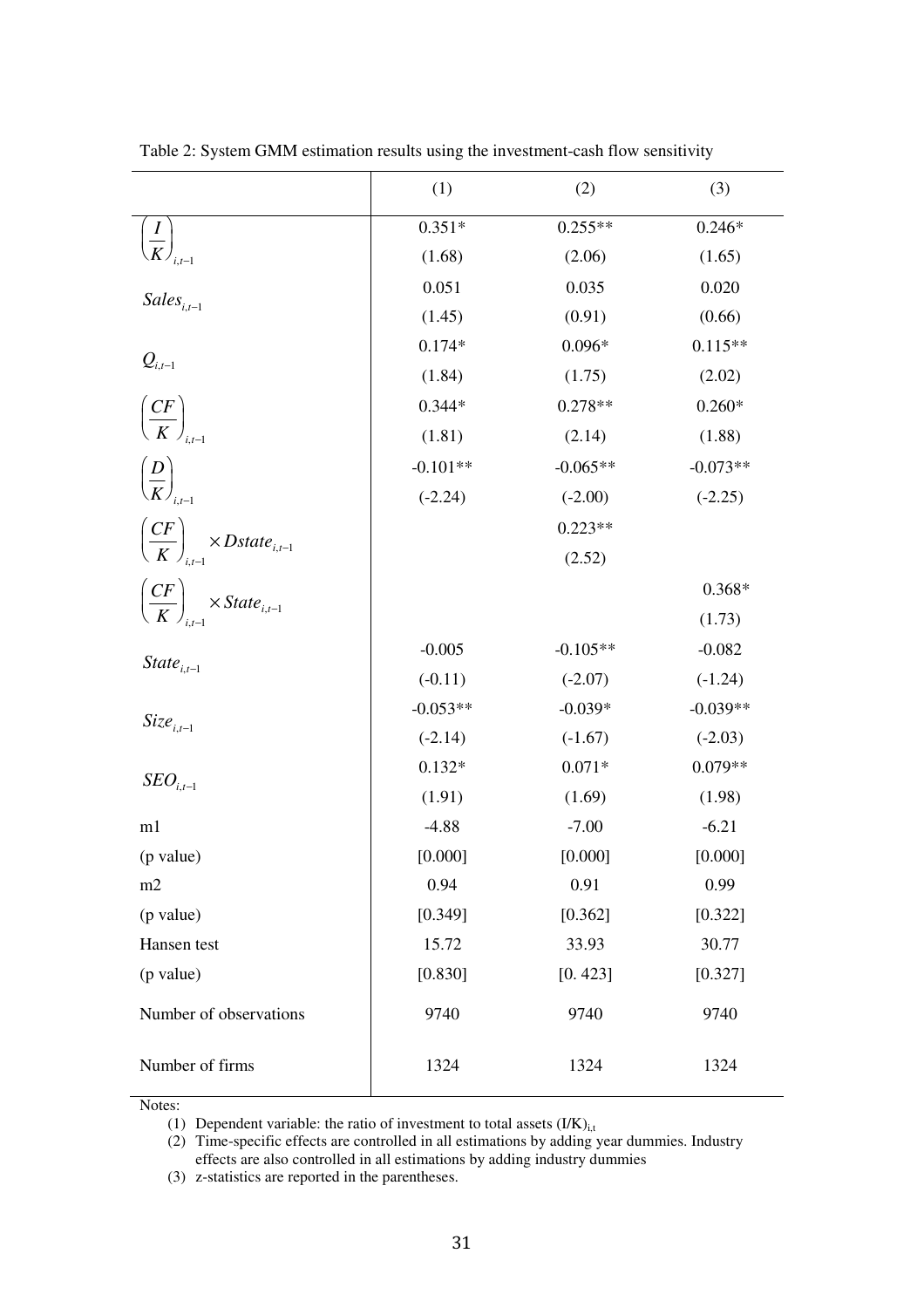Table 2: System GMM estimation results using the investment-cash flow sensitivity

| | (1) | (2) | (3) |
|---|---|---|---|
| $\left(\frac{I}{K}\right)_{i,t-1}$ | 0.351* | 0.255** | 0.246* |
| | (1.68) | (2.06) | (1.65) |
| $Sales_{i,t-1}$ | 0.051 | 0.035 | 0.020 |
| | (1.45) | (0.91) | (0.66) |
| $Q_{i,t-1}$ | 0.174* | 0.096* | 0.115** |
| | (1.84) | (1.75) | (2.02) |
| $\left(\frac{CF}{K}\right)_{i,t-1}$ | 0.344* | 0.278** | 0.260* |
| | (1.81) | (2.14) | (1.88) |
| $\left(\frac{D}{K}\right)_{i,t-1}$ | -0.101** | -0.065** | -0.073** |
| | (-2.24) | (-2.00) | (-2.25) |
| $\left(\frac{CF}{K}\right)_{i,t-1} \times Dstate_{i,t-1}$ | | 0.223** | |
| | | (2.52) | |
| $\left(\frac{CF}{K}\right)_{i,t-1} \times State_{i,t-1}$ | | | 0.368* |
| | | | (1.73) |
| $State_{i,t-1}$ | -0.005 | -0.105** | -0.082 |
| | (-0.11) | (-2.07) | (-1.24) |
| $Size_{i,t-1}$ | -0.053** | -0.039* | -0.039** |
| | (-2.14) | (-1.67) | (-2.03) |
| $SEO_{i,t-1}$ | 0.132* | 0.071* | 0.079** |
| | (1.91) | (1.69) | (1.98) |
| m1 | -4.88 | -7.00 | -6.21 |
| (p value) | [0.000] | [0.000] | [0.000] |
| m2 | 0.94 | 0.91 | 0.99 |
| (p value) | [0.349] | [0.362] | [0.322] |
| Hansen test | 15.72 | 33.93 | 30.77 |
| (p value) | [0.830] | [0. 423] | [0.327] |
| Number of observations | 9740 | 9740 | 9740 |
| Number of firms | 1324 | 1324 | 1324 |

Notes:

(1) Dependent variable: the ratio of investment to total assets $(I/K)_{i,t}$

(2) Time-specific effects are controlled in all estimations by adding year dummies. Industry effects are also controlled in all estimations by adding industry dummies

(3) z-statistics are reported in the parentheses.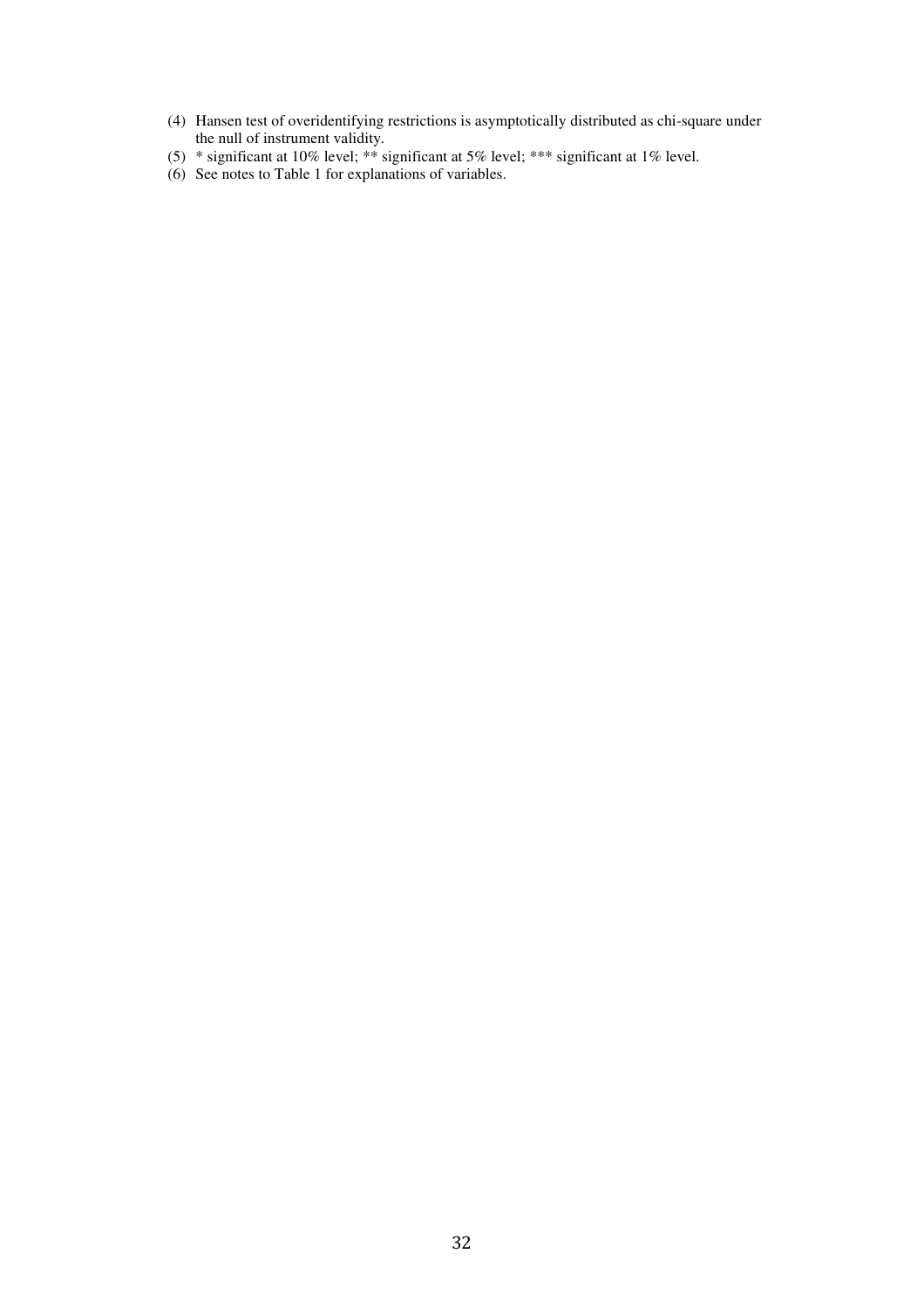(4) Hansen test of overidentifying restrictions is asymptotically distributed as chi-square under the null of instrument validity.

(5) * significant at 10% level; ** significant at 5% level; *** significant at 1% level.

(6) See notes to Table 1 for explanations of variables.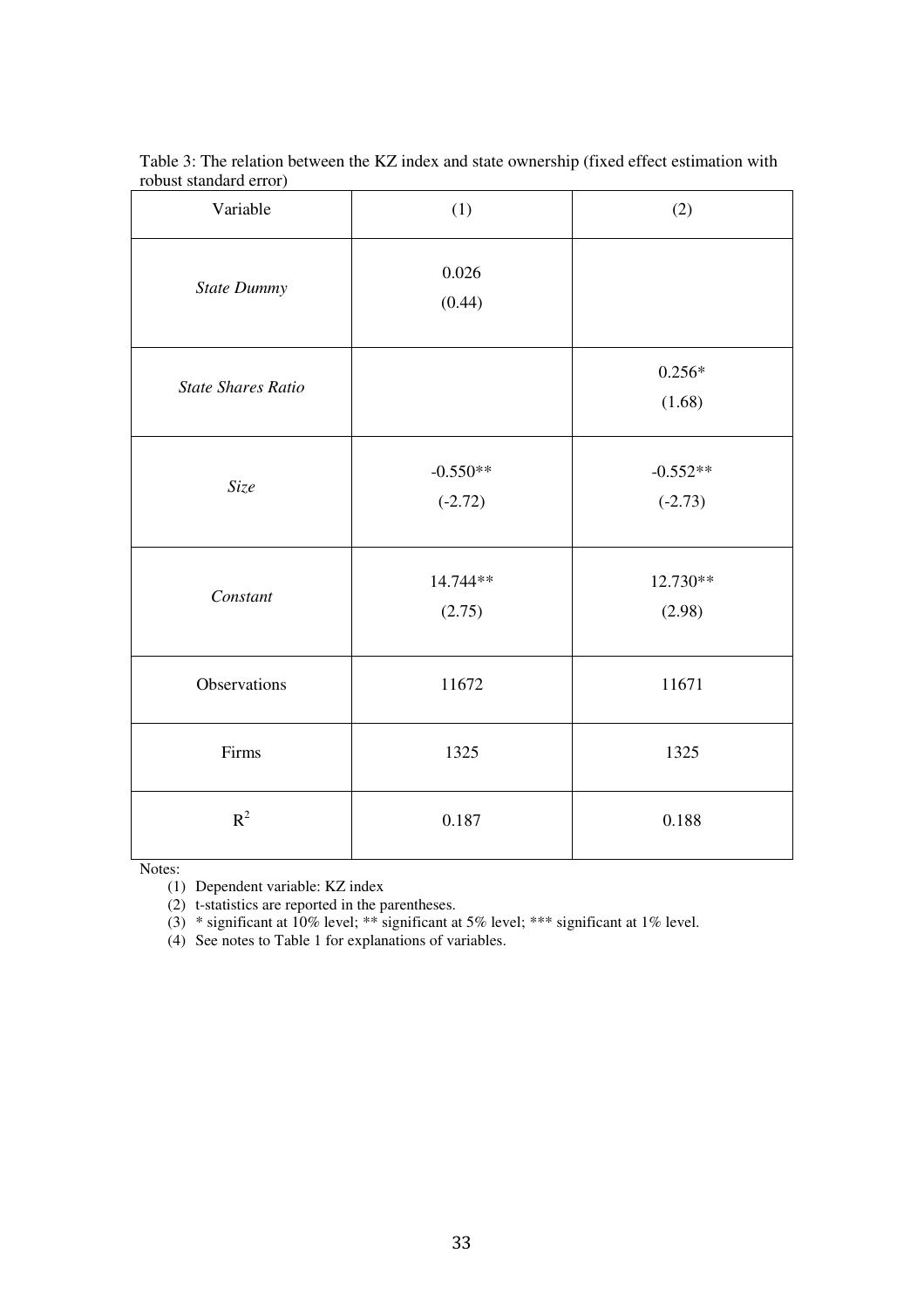Table 3: The relation between the KZ index and state ownership (fixed effect estimation with robust standard error)

| Variable | (1) | (2) |
|---|---|---|
| *State Dummy* | 0.026<br>(0.44) | |
| *State Shares Ratio* | | 0.256*<br>(1.68) |
| *Size* | -0.550**<br>(-2.72) | -0.552**<br>(-2.73) |
| *Constant* | 14.744**<br>(2.75) | 12.730**<br>(2.98) |
| Observations | 11672 | 11671 |
| Firms | 1325 | 1325 |
| $R^2$ | 0.187 | 0.188 |

Notes:

(1) Dependent variable: KZ index

(2) t-statistics are reported in the parentheses.

(3) * significant at 10% level; ** significant at 5% level; *** significant at 1% level.

(4) See notes to Table 1 for explanations of variables.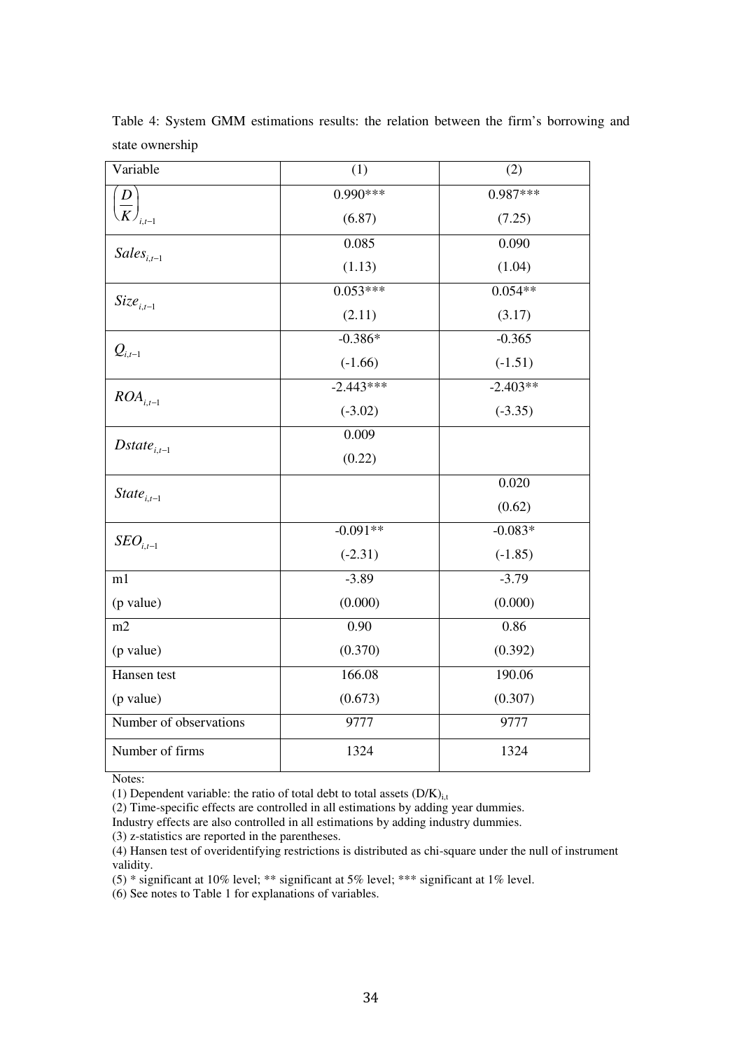Table 4: System GMM estimations results: the relation between the firm's borrowing and state ownership

| Variable | (1) | (2) |
|---|---|---|
| $\left(\frac{D}{K}\right)_{i,t-1}$ | 0.990*** | 0.987*** |
| | (6.87) | (7.25) |
| $Sales_{i,t-1}$ | 0.085 | 0.090 |
| | (1.13) | (1.04) |
| $Size_{i,t-1}$ | 0.053*** | 0.054** |
| | (2.11) | (3.17) |
| $Q_{i,t-1}$ | -0.386* | -0.365 |
| | (-1.66) | (-1.51) |
| $ROA_{i,t-1}$ | -2.443*** | -2.403** |
| | (-3.02) | (-3.35) |
| $Dstate_{i,t-1}$ | 0.009 | |
| | (0.22) | |
| $State_{i,t-1}$ | | 0.020 |
| | | (0.62) |
| $SEO_{i,t-1}$ | -0.091** | -0.083* |
| | (-2.31) | (-1.85) |
| m1 | -3.89 | -3.79 |
| (p value) | (0.000) | (0.000) |
| m2 | 0.90 | 0.86 |
| (p value) | (0.370) | (0.392) |
| Hansen test | 166.08 | 190.06 |
| (p value) | (0.673) | (0.307) |
| Number of observations | 9777 | 9777 |
| Number of firms | 1324 | 1324 |

Notes:

(1) Dependent variable: the ratio of total debt to total assets $(D/K)_{i,t}$

(2) Time-specific effects are controlled in all estimations by adding year dummies.
Industry effects are also controlled in all estimations by adding industry dummies.

(3) z-statistics are reported in the parentheses.

(4) Hansen test of overidentifying restrictions is distributed as chi-square under the null of instrument validity.

(5) * significant at 10% level; ** significant at 5% level; *** significant at 1% level.

(6) See notes to Table 1 for explanations of variables.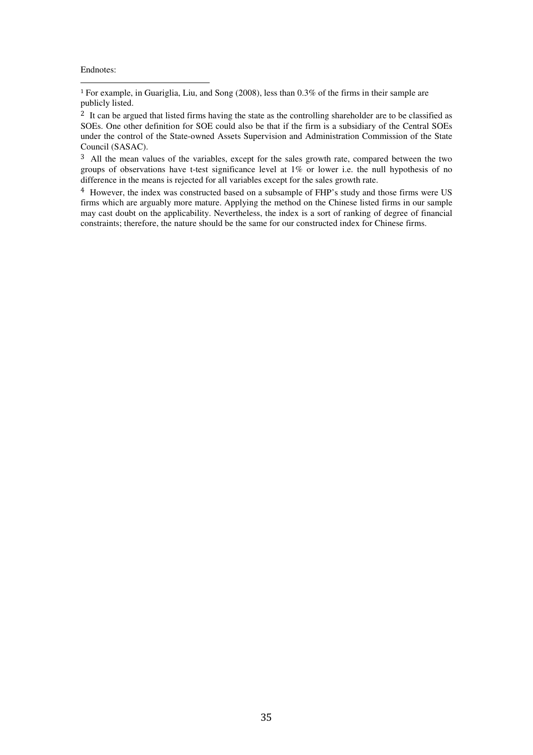Endnotes:

[1] For example, in Guariglia, Liu, and Song (2008), less than 0.3% of the firms in their sample are publicly listed.

[2] It can be argued that listed firms having the state as the controlling shareholder are to be classified as SOEs. One other definition for SOE could also be that if the firm is a subsidiary of the Central SOEs under the control of the State-owned Assets Supervision and Administration Commission of the State Council (SASAC).

[3] All the mean values of the variables, except for the sales growth rate, compared between the two groups of observations have t-test significance level at 1% or lower i.e. the null hypothesis of no difference in the means is rejected for all variables except for the sales growth rate.

[4] However, the index was constructed based on a subsample of FHP's study and those firms were US firms which are arguably more mature. Applying the method on the Chinese listed firms in our sample may cast doubt on the applicability. Nevertheless, the index is a sort of ranking of degree of financial constraints; therefore, the nature should be the same for our constructed index for Chinese firms.